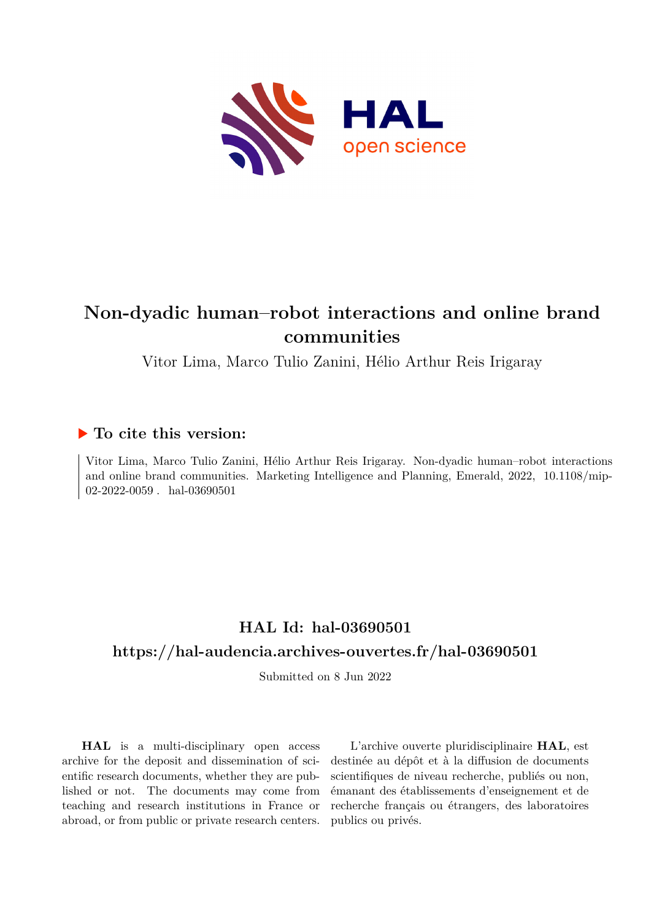# Non-dyadic human–robot interactions and online brand communities

Vitor Lima, Marco Tulio Zanini, Hélio Arthur Reis Irigaray

## ▶ To cite this version:

Vitor Lima, Marco Tulio Zanini, Hélio Arthur Reis Irigaray. Non-dyadic human–robot interactions and online brand communities. Marketing Intelligence and Planning, Emerald, 2022, 10.1108/mip-02-2022-0059. hal-03690501

## HAL Id: hal-03690501

## https://hal-audencia.archives-ouvertes.fr/hal-03690501

Submitted on 8 Jun 2022

**HAL** is a multi-disciplinary open access archive for the deposit and dissemination of scientific research documents, whether they are published or not. The documents may come from teaching and research institutions in France or abroad, or from public or private research centers.

L'archive ouverte pluridisciplinaire **HAL**, est destinée au dépôt et à la diffusion de documents scientifiques de niveau recherche, publiés ou non, émanant des établissements d'enseignement et de recherche français ou étrangers, des laboratoires publics ou privés.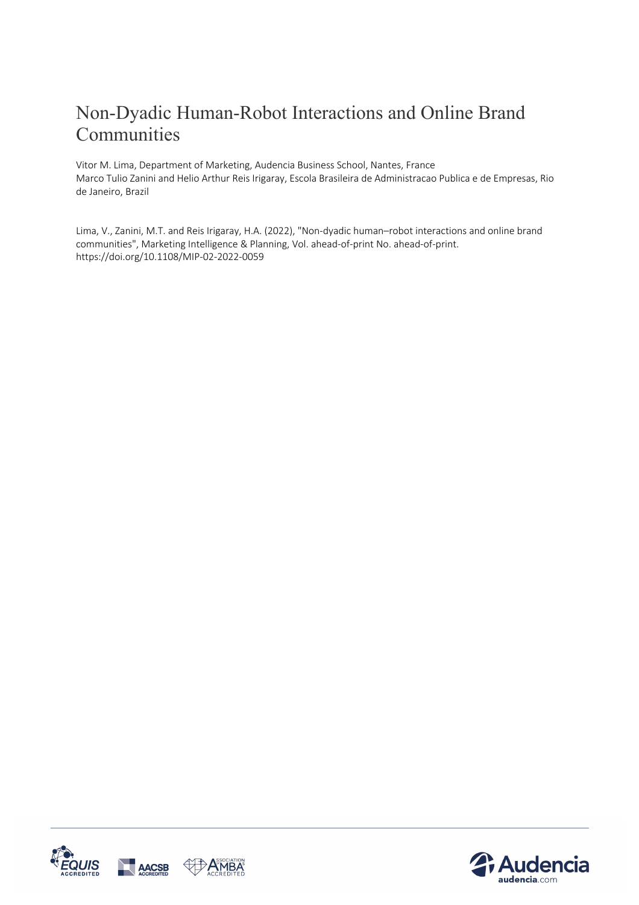# Non-Dyadic Human-Robot Interactions and Online Brand Communities

Vitor M. Lima, Department of Marketing, Audencia Business School, Nantes, France
Marco Tulio Zanini and Helio Arthur Reis Irigaray, Escola Brasileira de Administracao Publica e de Empresas, Rio de Janeiro, Brazil

Lima, V., Zanini, M.T. and Reis Irigaray, H.A. (2022), "Non-dyadic human–robot interactions and online brand communities", Marketing Intelligence & Planning, Vol. ahead-of-print No. ahead-of-print. https://doi.org/10.1108/MIP-02-2022-0059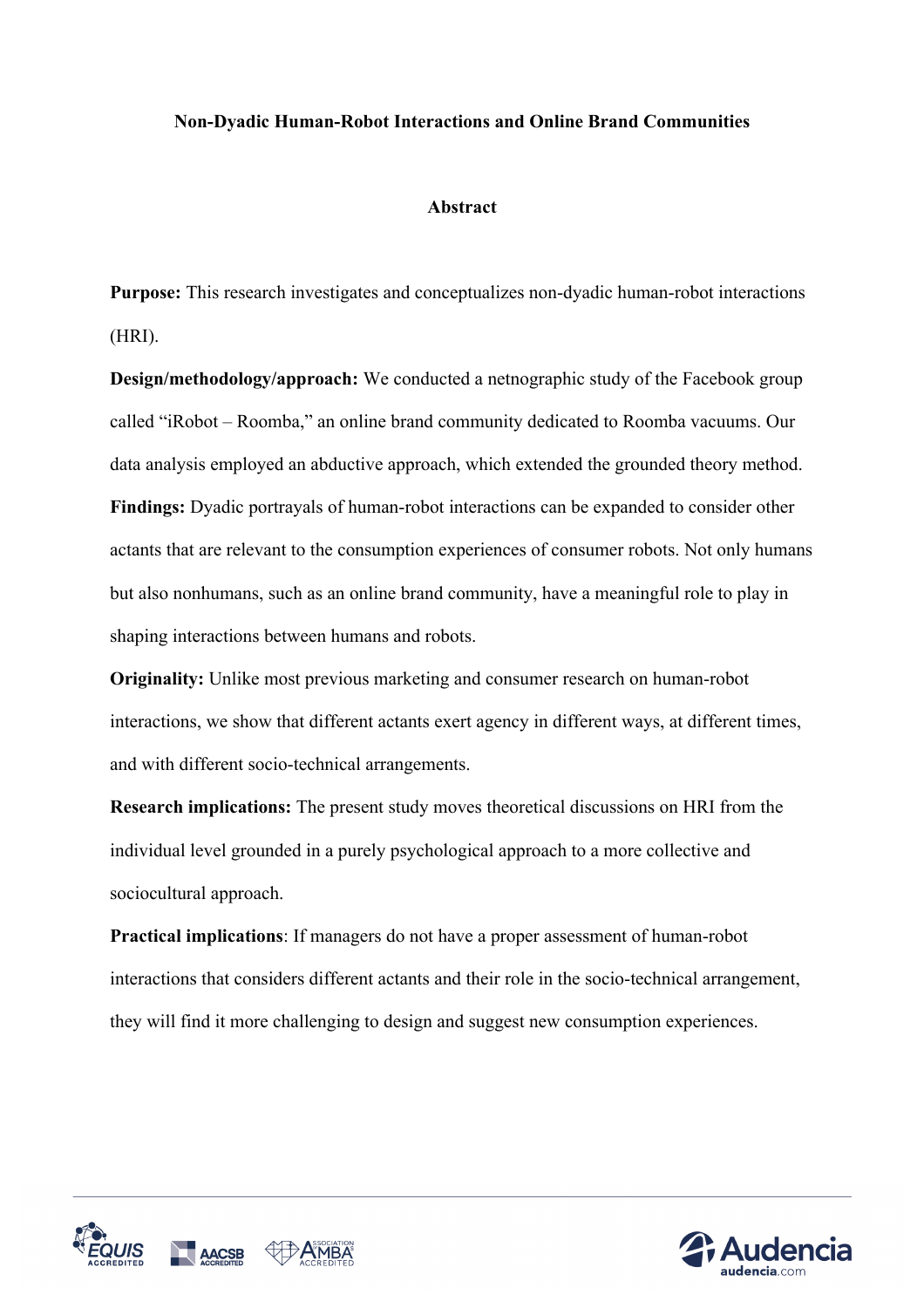# Non-Dyadic Human-Robot Interactions and Online Brand Communities

## Abstract

**Purpose:** This research investigates and conceptualizes non-dyadic human-robot interactions (HRI).

**Design/methodology/approach:** We conducted a netnographic study of the Facebook group called "iRobot – Roomba," an online brand community dedicated to Roomba vacuums. Our data analysis employed an abductive approach, which extended the grounded theory method.

**Findings:** Dyadic portrayals of human-robot interactions can be expanded to consider other actants that are relevant to the consumption experiences of consumer robots. Not only humans but also nonhumans, such as an online brand community, have a meaningful role to play in shaping interactions between humans and robots.

**Originality:** Unlike most previous marketing and consumer research on human-robot interactions, we show that different actants exert agency in different ways, at different times, and with different socio-technical arrangements.

**Research implications:** The present study moves theoretical discussions on HRI from the individual level grounded in a purely psychological approach to a more collective and sociocultural approach.

**Practical implications**: If managers do not have a proper assessment of human-robot interactions that considers different actants and their role in the socio-technical arrangement, they will find it more challenging to design and suggest new consumption experiences.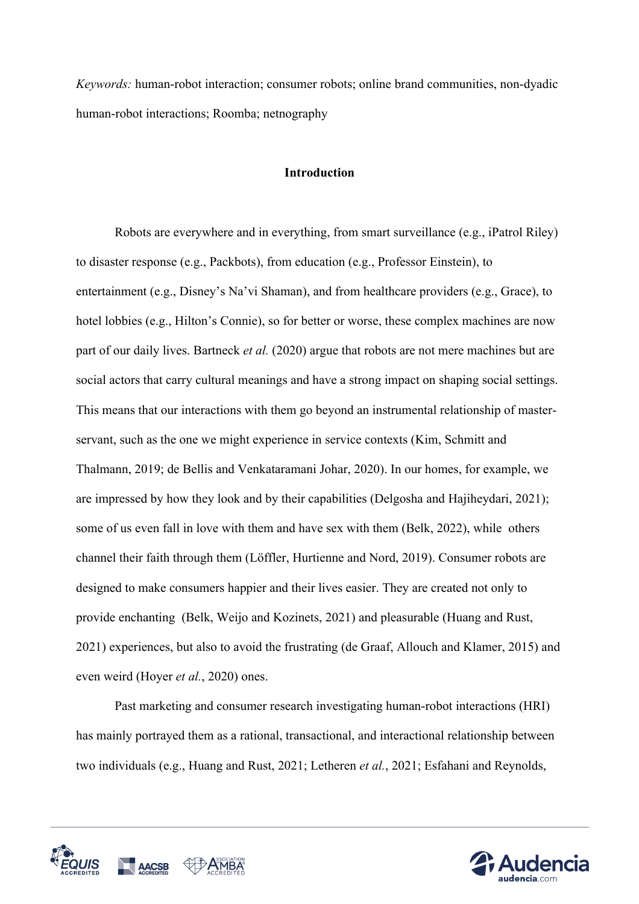*Keywords:* human-robot interaction; consumer robots; online brand communities, non-dyadic human-robot interactions; Roomba; netnography

## Introduction

Robots are everywhere and in everything, from smart surveillance (e.g., iPatrol Riley) to disaster response (e.g., Packbots), from education (e.g., Professor Einstein), to entertainment (e.g., Disney's Na'vi Shaman), and from healthcare providers (e.g., Grace), to hotel lobbies (e.g., Hilton's Connie), so for better or worse, these complex machines are now part of our daily lives. Bartneck *et al.* (2020) argue that robots are not mere machines but are social actors that carry cultural meanings and have a strong impact on shaping social settings. This means that our interactions with them go beyond an instrumental relationship of master-servant, such as the one we might experience in service contexts (Kim, Schmitt and Thalmann, 2019; de Bellis and Venkataramani Johar, 2020). In our homes, for example, we are impressed by how they look and by their capabilities (Delgosha and Hajiheydari, 2021); some of us even fall in love with them and have sex with them (Belk, 2022), while others channel their faith through them (Löffler, Hurtienne and Nord, 2019). Consumer robots are designed to make consumers happier and their lives easier. They are created not only to provide enchanting (Belk, Weijo and Kozinets, 2021) and pleasurable (Huang and Rust, 2021) experiences, but also to avoid the frustrating (de Graaf, Allouch and Klamer, 2015) and even weird (Hoyer *et al.*, 2020) ones.

Past marketing and consumer research investigating human-robot interactions (HRI) has mainly portrayed them as a rational, transactional, and interactional relationship between two individuals (e.g., Huang and Rust, 2021; Letheren *et al.*, 2021; Esfahani and Reynolds,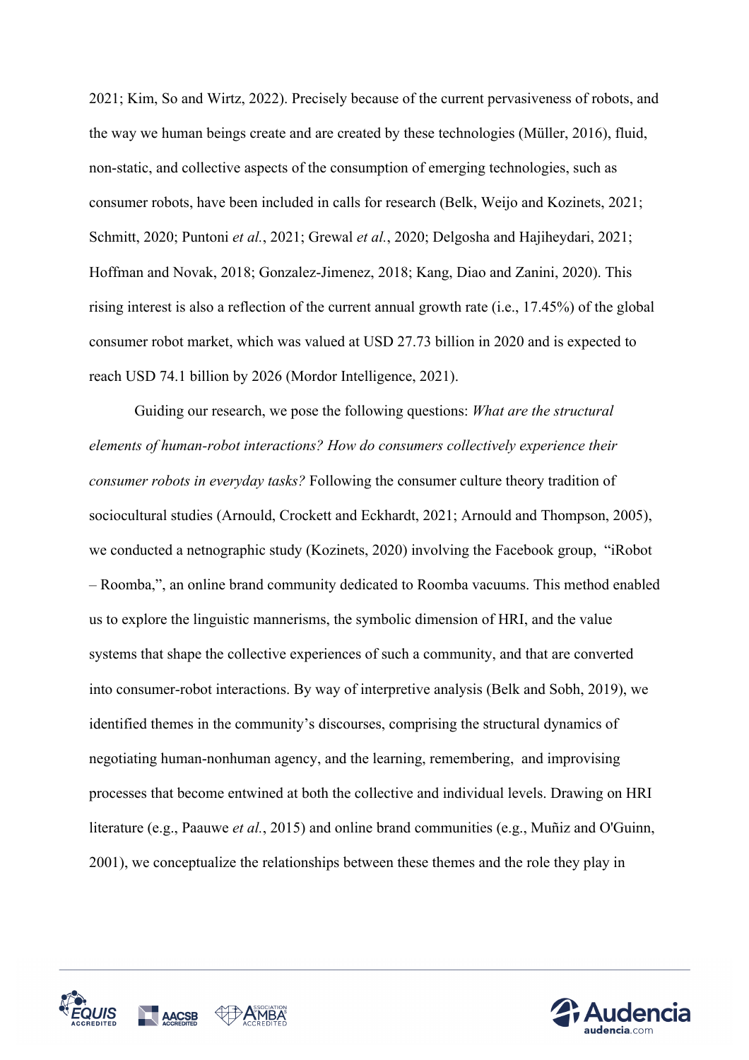2021; Kim, So and Wirtz, 2022). Precisely because of the current pervasiveness of robots, and the way we human beings create and are created by these technologies (Müller, 2016), fluid, non-static, and collective aspects of the consumption of emerging technologies, such as consumer robots, have been included in calls for research (Belk, Weijo and Kozinets, 2021; Schmitt, 2020; Puntoni *et al.*, 2021; Grewal *et al.*, 2020; Delgosha and Hajiheydari, 2021; Hoffman and Novak, 2018; Gonzalez-Jimenez, 2018; Kang, Diao and Zanini, 2020). This rising interest is also a reflection of the current annual growth rate (i.e., 17.45%) of the global consumer robot market, which was valued at USD 27.73 billion in 2020 and is expected to reach USD 74.1 billion by 2026 (Mordor Intelligence, 2021).

Guiding our research, we pose the following questions: *What are the structural elements of human-robot interactions? How do consumers collectively experience their consumer robots in everyday tasks?* Following the consumer culture theory tradition of sociocultural studies (Arnould, Crockett and Eckhardt, 2021; Arnould and Thompson, 2005), we conducted a netnographic study (Kozinets, 2020) involving the Facebook group, "iRobot – Roomba,", an online brand community dedicated to Roomba vacuums. This method enabled us to explore the linguistic mannerisms, the symbolic dimension of HRI, and the value systems that shape the collective experiences of such a community, and that are converted into consumer-robot interactions. By way of interpretive analysis (Belk and Sobh, 2019), we identified themes in the community's discourses, comprising the structural dynamics of negotiating human-nonhuman agency, and the learning, remembering, and improvising processes that become entwined at both the collective and individual levels. Drawing on HRI literature (e.g., Paauwe *et al.*, 2015) and online brand communities (e.g., Muñiz and O'Guinn, 2001), we conceptualize the relationships between these themes and the role they play in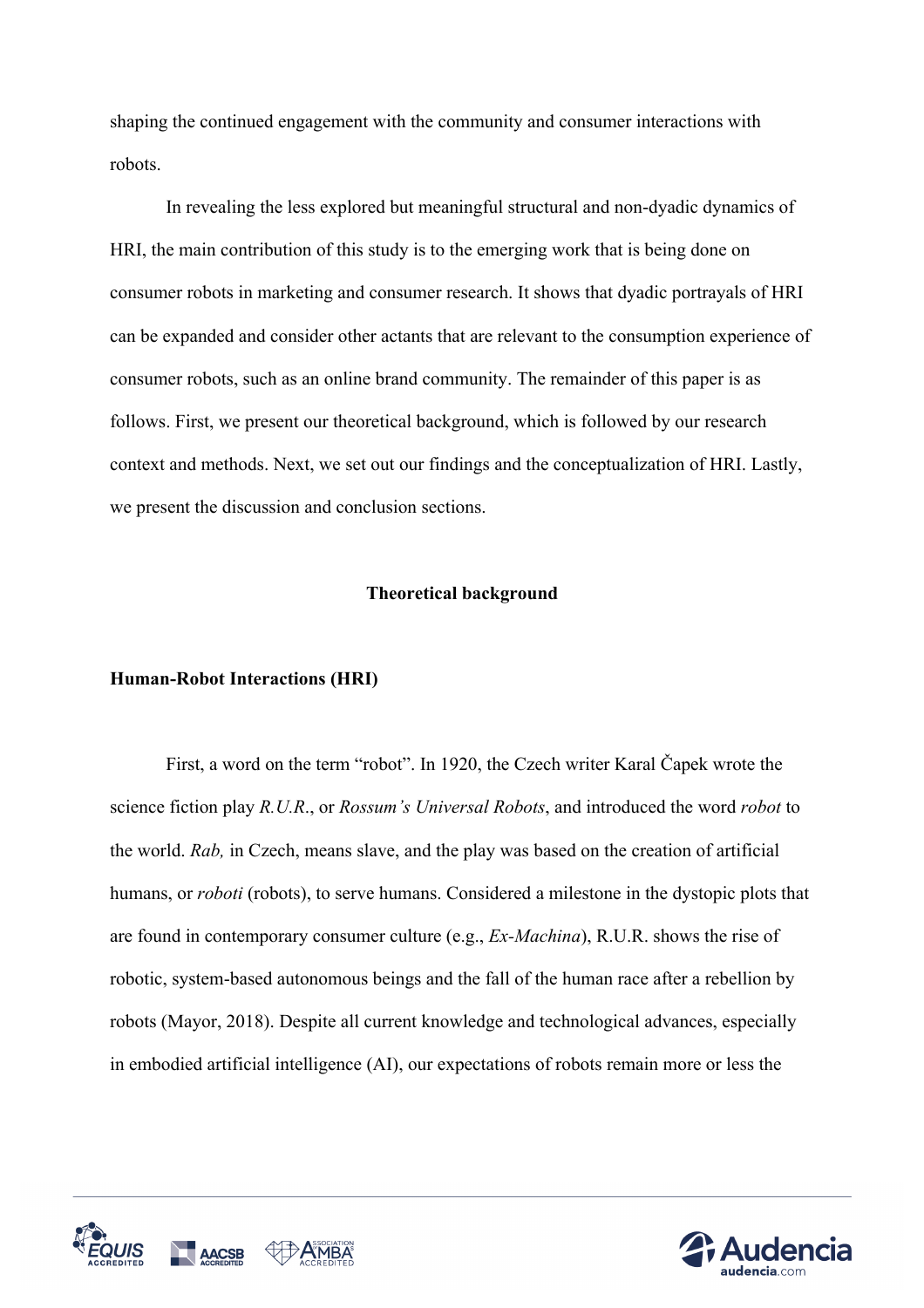shaping the continued engagement with the community and consumer interactions with robots.

In revealing the less explored but meaningful structural and non-dyadic dynamics of HRI, the main contribution of this study is to the emerging work that is being done on consumer robots in marketing and consumer research. It shows that dyadic portrayals of HRI can be expanded and consider other actants that are relevant to the consumption experience of consumer robots, such as an online brand community. The remainder of this paper is as follows. First, we present our theoretical background, which is followed by our research context and methods. Next, we set out our findings and the conceptualization of HRI. Lastly, we present the discussion and conclusion sections.

## Theoretical background

### Human-Robot Interactions (HRI)

First, a word on the term "robot". In 1920, the Czech writer Karal Čapek wrote the science fiction play *R.U.R*., or *Rossum's Universal Robots*, and introduced the word *robot* to the world. *Rab,* in Czech, means slave, and the play was based on the creation of artificial humans, or *roboti* (robots), to serve humans. Considered a milestone in the dystopic plots that are found in contemporary consumer culture (e.g., *Ex-Machina*), R.U.R. shows the rise of robotic, system-based autonomous beings and the fall of the human race after a rebellion by robots (Mayor, 2018). Despite all current knowledge and technological advances, especially in embodied artificial intelligence (AI), our expectations of robots remain more or less the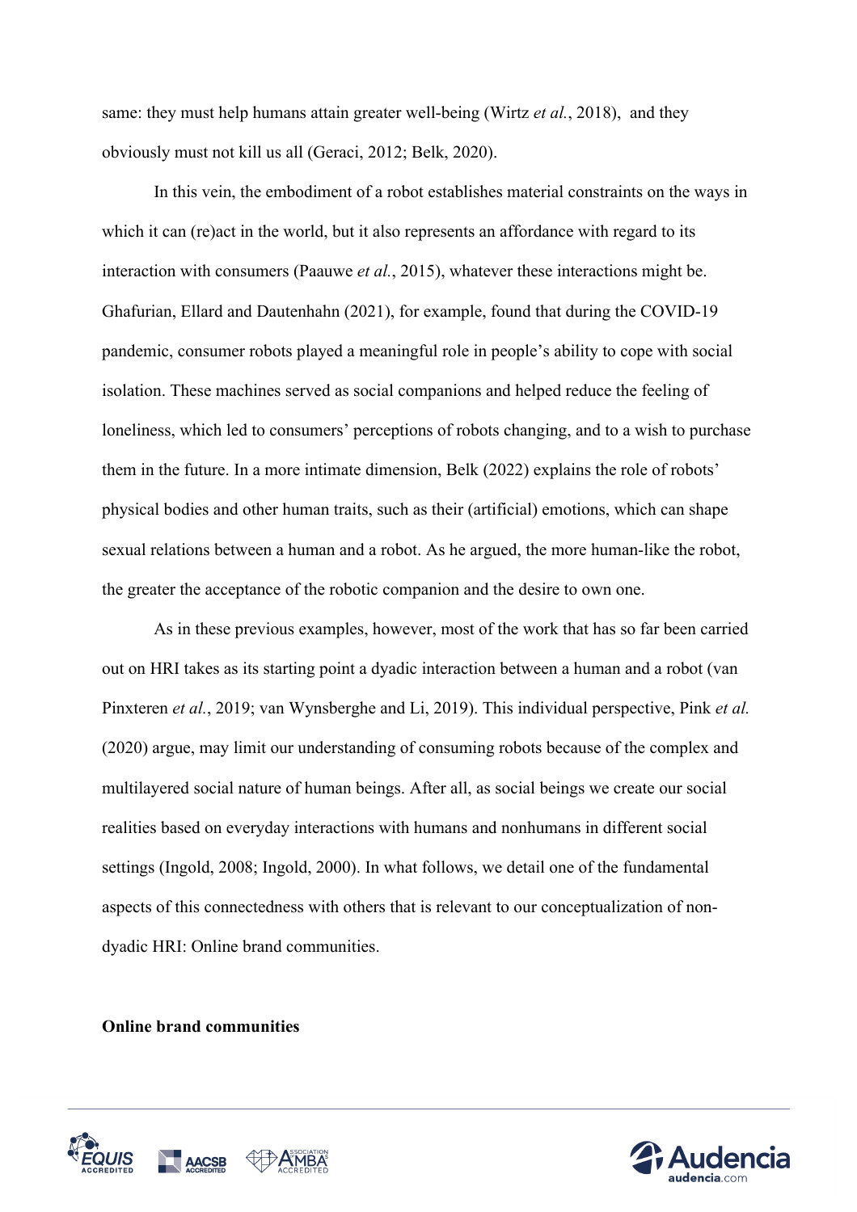same: they must help humans attain greater well-being (Wirtz *et al.*, 2018), and they obviously must not kill us all (Geraci, 2012; Belk, 2020).

In this vein, the embodiment of a robot establishes material constraints on the ways in which it can (re)act in the world, but it also represents an affordance with regard to its interaction with consumers (Paauwe *et al.*, 2015), whatever these interactions might be. Ghafurian, Ellard and Dautenhahn (2021), for example, found that during the COVID-19 pandemic, consumer robots played a meaningful role in people's ability to cope with social isolation. These machines served as social companions and helped reduce the feeling of loneliness, which led to consumers' perceptions of robots changing, and to a wish to purchase them in the future. In a more intimate dimension, Belk (2022) explains the role of robots' physical bodies and other human traits, such as their (artificial) emotions, which can shape sexual relations between a human and a robot. As he argued, the more human-like the robot, the greater the acceptance of the robotic companion and the desire to own one.

As in these previous examples, however, most of the work that has so far been carried out on HRI takes as its starting point a dyadic interaction between a human and a robot (van Pinxteren *et al.*, 2019; van Wynsberghe and Li, 2019). This individual perspective, Pink *et al.* (2020) argue, may limit our understanding of consuming robots because of the complex and multilayered social nature of human beings. After all, as social beings we create our social realities based on everyday interactions with humans and nonhumans in different social settings (Ingold, 2008; Ingold, 2000). In what follows, we detail one of the fundamental aspects of this connectedness with others that is relevant to our conceptualization of non-dyadic HRI: Online brand communities.

**Online brand communities**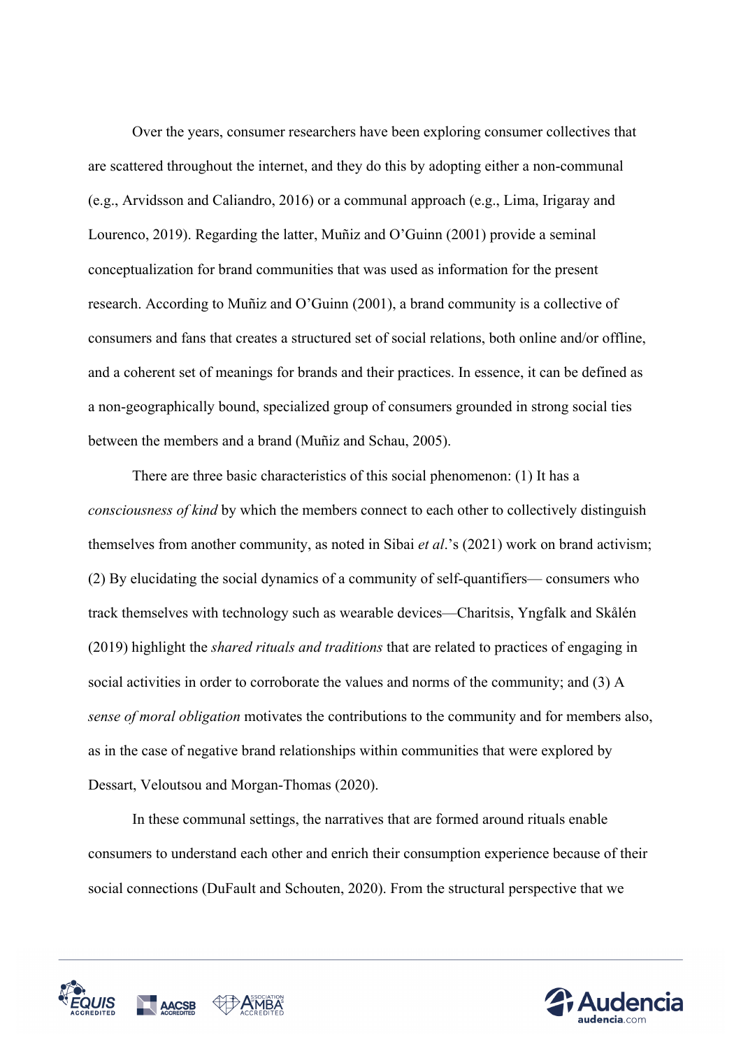Over the years, consumer researchers have been exploring consumer collectives that are scattered throughout the internet, and they do this by adopting either a non-communal (e.g., Arvidsson and Caliandro, 2016) or a communal approach (e.g., Lima, Irigaray and Lourenco, 2019). Regarding the latter, Muñiz and O'Guinn (2001) provide a seminal conceptualization for brand communities that was used as information for the present research. According to Muñiz and O'Guinn (2001), a brand community is a collective of consumers and fans that creates a structured set of social relations, both online and/or offline, and a coherent set of meanings for brands and their practices. In essence, it can be defined as a non-geographically bound, specialized group of consumers grounded in strong social ties between the members and a brand (Muñiz and Schau, 2005).

There are three basic characteristics of this social phenomenon: (1) It has a *consciousness of kind* by which the members connect to each other to collectively distinguish themselves from another community, as noted in Sibai *et al*.'s (2021) work on brand activism; (2) By elucidating the social dynamics of a community of self-quantifiers— consumers who track themselves with technology such as wearable devices—Charitsis, Yngfalk and Skålén (2019) highlight the *shared rituals and traditions* that are related to practices of engaging in social activities in order to corroborate the values and norms of the community; and (3) A *sense of moral obligation* motivates the contributions to the community and for members also, as in the case of negative brand relationships within communities that were explored by Dessart, Veloutsou and Morgan-Thomas (2020).

In these communal settings, the narratives that are formed around rituals enable consumers to understand each other and enrich their consumption experience because of their social connections (DuFault and Schouten, 2020). From the structural perspective that we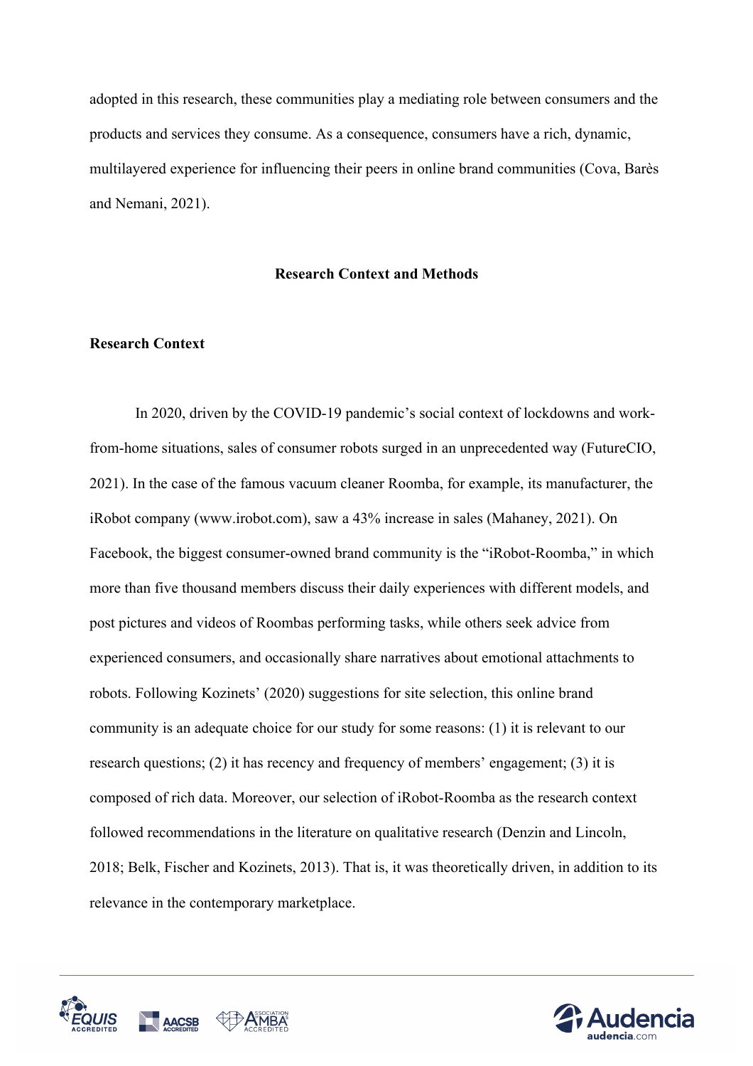adopted in this research, these communities play a mediating role between consumers and the products and services they consume. As a consequence, consumers have a rich, dynamic, multilayered experience for influencing their peers in online brand communities (Cova, Barès and Nemani, 2021).

## Research Context and Methods

### Research Context

In 2020, driven by the COVID-19 pandemic's social context of lockdowns and work-from-home situations, sales of consumer robots surged in an unprecedented way (FutureCIO, 2021). In the case of the famous vacuum cleaner Roomba, for example, its manufacturer, the iRobot company (www.irobot.com), saw a 43% increase in sales (Mahaney, 2021). On Facebook, the biggest consumer-owned brand community is the "iRobot-Roomba," in which more than five thousand members discuss their daily experiences with different models, and post pictures and videos of Roombas performing tasks, while others seek advice from experienced consumers, and occasionally share narratives about emotional attachments to robots. Following Kozinets' (2020) suggestions for site selection, this online brand community is an adequate choice for our study for some reasons: (1) it is relevant to our research questions; (2) it has recency and frequency of members' engagement; (3) it is composed of rich data. Moreover, our selection of iRobot-Roomba as the research context followed recommendations in the literature on qualitative research (Denzin and Lincoln, 2018; Belk, Fischer and Kozinets, 2013). That is, it was theoretically driven, in addition to its relevance in the contemporary marketplace.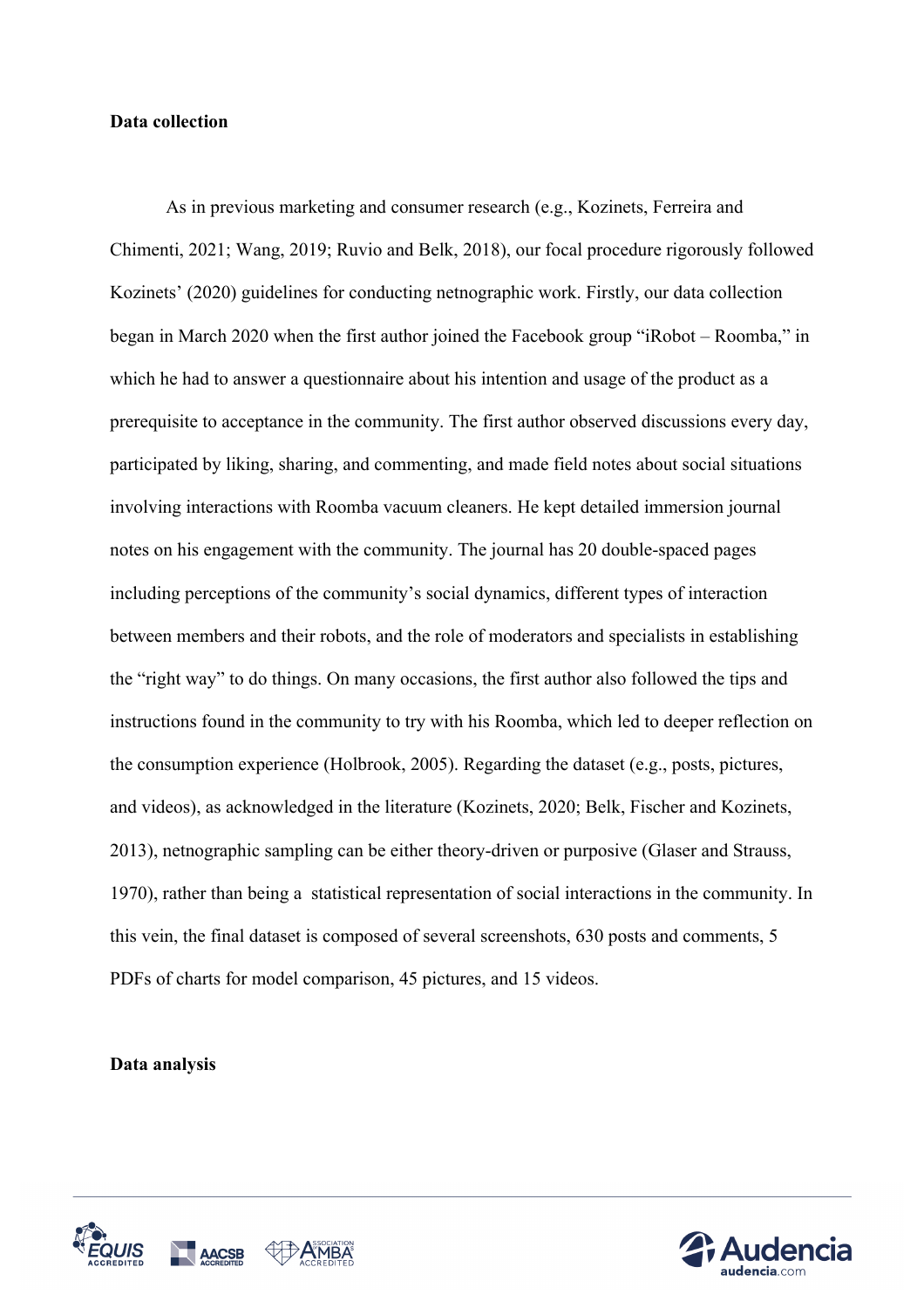**Data collection**

As in previous marketing and consumer research (e.g., Kozinets, Ferreira and Chimenti, 2021; Wang, 2019; Ruvio and Belk, 2018), our focal procedure rigorously followed Kozinets' (2020) guidelines for conducting netnographic work. Firstly, our data collection began in March 2020 when the first author joined the Facebook group "iRobot – Roomba," in which he had to answer a questionnaire about his intention and usage of the product as a prerequisite to acceptance in the community. The first author observed discussions every day, participated by liking, sharing, and commenting, and made field notes about social situations involving interactions with Roomba vacuum cleaners. He kept detailed immersion journal notes on his engagement with the community. The journal has 20 double-spaced pages including perceptions of the community's social dynamics, different types of interaction between members and their robots, and the role of moderators and specialists in establishing the "right way" to do things. On many occasions, the first author also followed the tips and instructions found in the community to try with his Roomba, which led to deeper reflection on the consumption experience (Holbrook, 2005). Regarding the dataset (e.g., posts, pictures, and videos), as acknowledged in the literature (Kozinets, 2020; Belk, Fischer and Kozinets, 2013), netnographic sampling can be either theory-driven or purposive (Glaser and Strauss, 1970), rather than being a statistical representation of social interactions in the community. In this vein, the final dataset is composed of several screenshots, 630 posts and comments, 5 PDFs of charts for model comparison, 45 pictures, and 15 videos.

**Data analysis**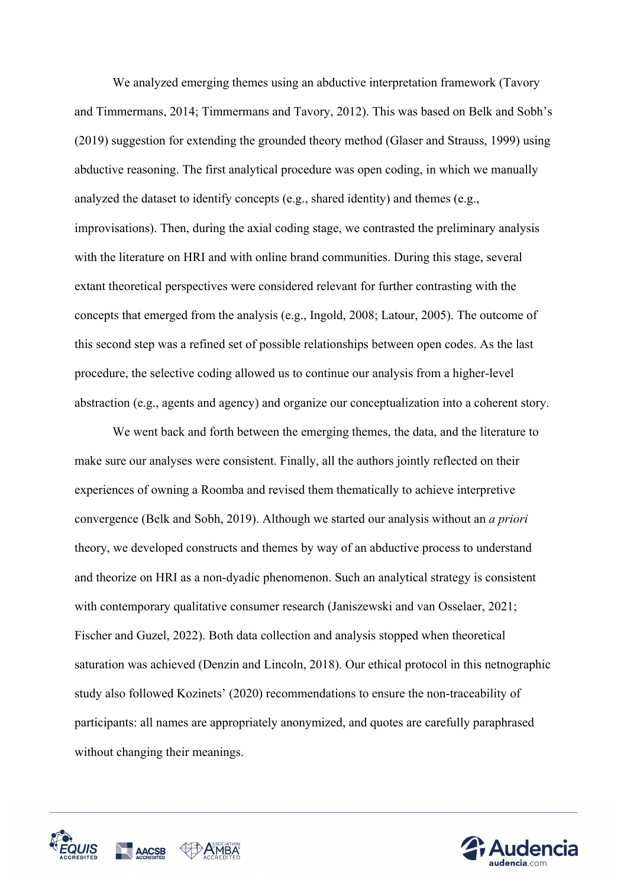We analyzed emerging themes using an abductive interpretation framework (Tavory and Timmermans, 2014; Timmermans and Tavory, 2012). This was based on Belk and Sobh's (2019) suggestion for extending the grounded theory method (Glaser and Strauss, 1999) using abductive reasoning. The first analytical procedure was open coding, in which we manually analyzed the dataset to identify concepts (e.g., shared identity) and themes (e.g., improvisations). Then, during the axial coding stage, we contrasted the preliminary analysis with the literature on HRI and with online brand communities. During this stage, several extant theoretical perspectives were considered relevant for further contrasting with the concepts that emerged from the analysis (e.g., Ingold, 2008; Latour, 2005). The outcome of this second step was a refined set of possible relationships between open codes. As the last procedure, the selective coding allowed us to continue our analysis from a higher-level abstraction (e.g., agents and agency) and organize our conceptualization into a coherent story.

We went back and forth between the emerging themes, the data, and the literature to make sure our analyses were consistent. Finally, all the authors jointly reflected on their experiences of owning a Roomba and revised them thematically to achieve interpretive convergence (Belk and Sobh, 2019). Although we started our analysis without an *a priori* theory, we developed constructs and themes by way of an abductive process to understand and theorize on HRI as a non-dyadic phenomenon. Such an analytical strategy is consistent with contemporary qualitative consumer research (Janiszewski and van Osselaer, 2021; Fischer and Guzel, 2022). Both data collection and analysis stopped when theoretical saturation was achieved (Denzin and Lincoln, 2018). Our ethical protocol in this netnographic study also followed Kozinets' (2020) recommendations to ensure the non-traceability of participants: all names are appropriately anonymized, and quotes are carefully paraphrased without changing their meanings.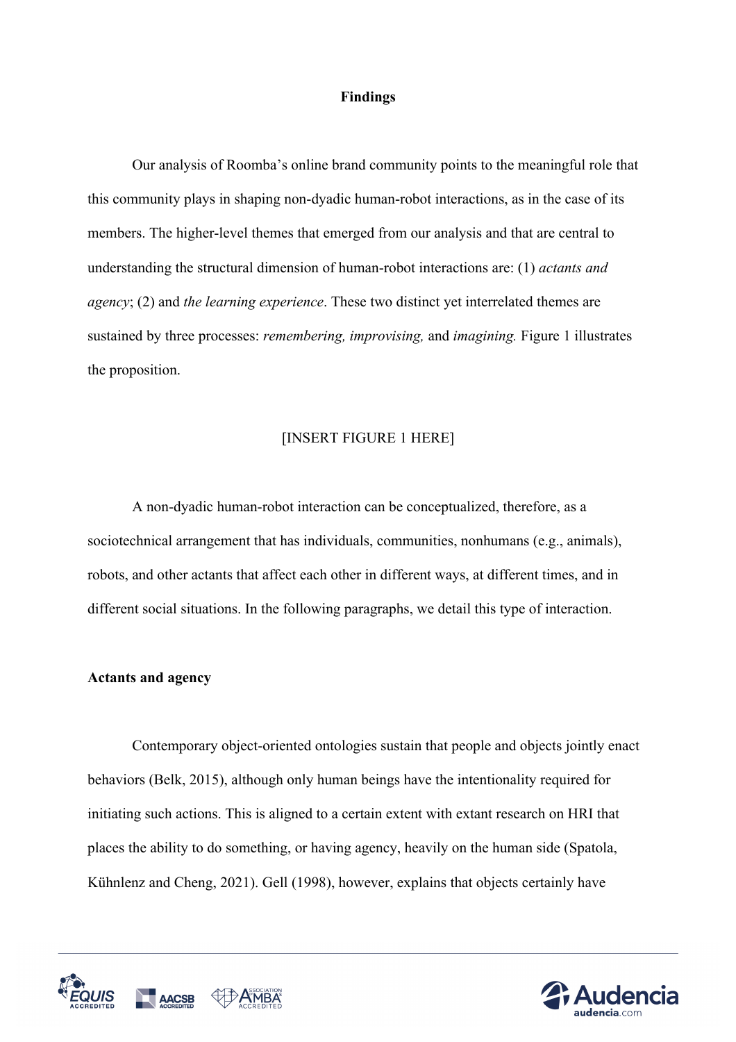## Findings

Our analysis of Roomba's online brand community points to the meaningful role that this community plays in shaping non-dyadic human-robot interactions, as in the case of its members. The higher-level themes that emerged from our analysis and that are central to understanding the structural dimension of human-robot interactions are: (1) *actants and agency*; (2) and *the learning experience*. These two distinct yet interrelated themes are sustained by three processes: *remembering, improvising,* and *imagining.* Figure 1 illustrates the proposition.

[INSERT FIGURE 1 HERE]

A non-dyadic human-robot interaction can be conceptualized, therefore, as a sociotechnical arrangement that has individuals, communities, nonhumans (e.g., animals), robots, and other actants that affect each other in different ways, at different times, and in different social situations. In the following paragraphs, we detail this type of interaction.

### Actants and agency

Contemporary object-oriented ontologies sustain that people and objects jointly enact behaviors (Belk, 2015), although only human beings have the intentionality required for initiating such actions. This is aligned to a certain extent with extant research on HRI that places the ability to do something, or having agency, heavily on the human side (Spatola, Kühnlenz and Cheng, 2021). Gell (1998), however, explains that objects certainly have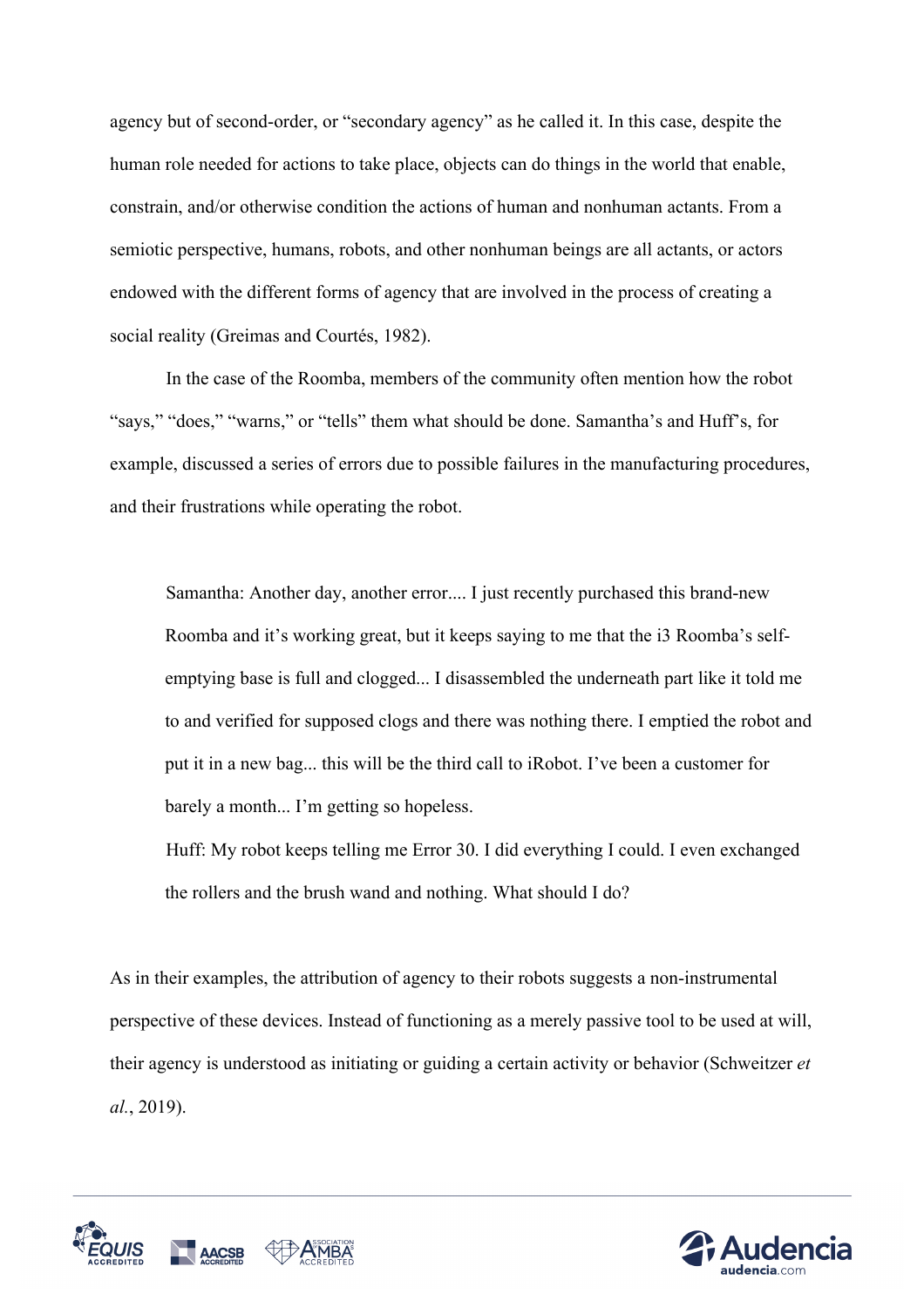agency but of second-order, or "secondary agency" as he called it. In this case, despite the human role needed for actions to take place, objects can do things in the world that enable, constrain, and/or otherwise condition the actions of human and nonhuman actants. From a semiotic perspective, humans, robots, and other nonhuman beings are all actants, or actors endowed with the different forms of agency that are involved in the process of creating a social reality (Greimas and Courtés, 1982).

In the case of the Roomba, members of the community often mention how the robot "says," "does," "warns," or "tells" them what should be done. Samantha's and Huff's, for example, discussed a series of errors due to possible failures in the manufacturing procedures, and their frustrations while operating the robot.

> Samantha: Another day, another error.... I just recently purchased this brand-new Roomba and it's working great, but it keeps saying to me that the i3 Roomba's self-emptying base is full and clogged... I disassembled the underneath part like it told me to and verified for supposed clogs and there was nothing there. I emptied the robot and put it in a new bag... this will be the third call to iRobot. I've been a customer for barely a month... I'm getting so hopeless.
>
> Huff: My robot keeps telling me Error 30. I did everything I could. I even exchanged the rollers and the brush wand and nothing. What should I do?

As in their examples, the attribution of agency to their robots suggests a non-instrumental perspective of these devices. Instead of functioning as a merely passive tool to be used at will, their agency is understood as initiating or guiding a certain activity or behavior (Schweitzer *et al.*, 2019).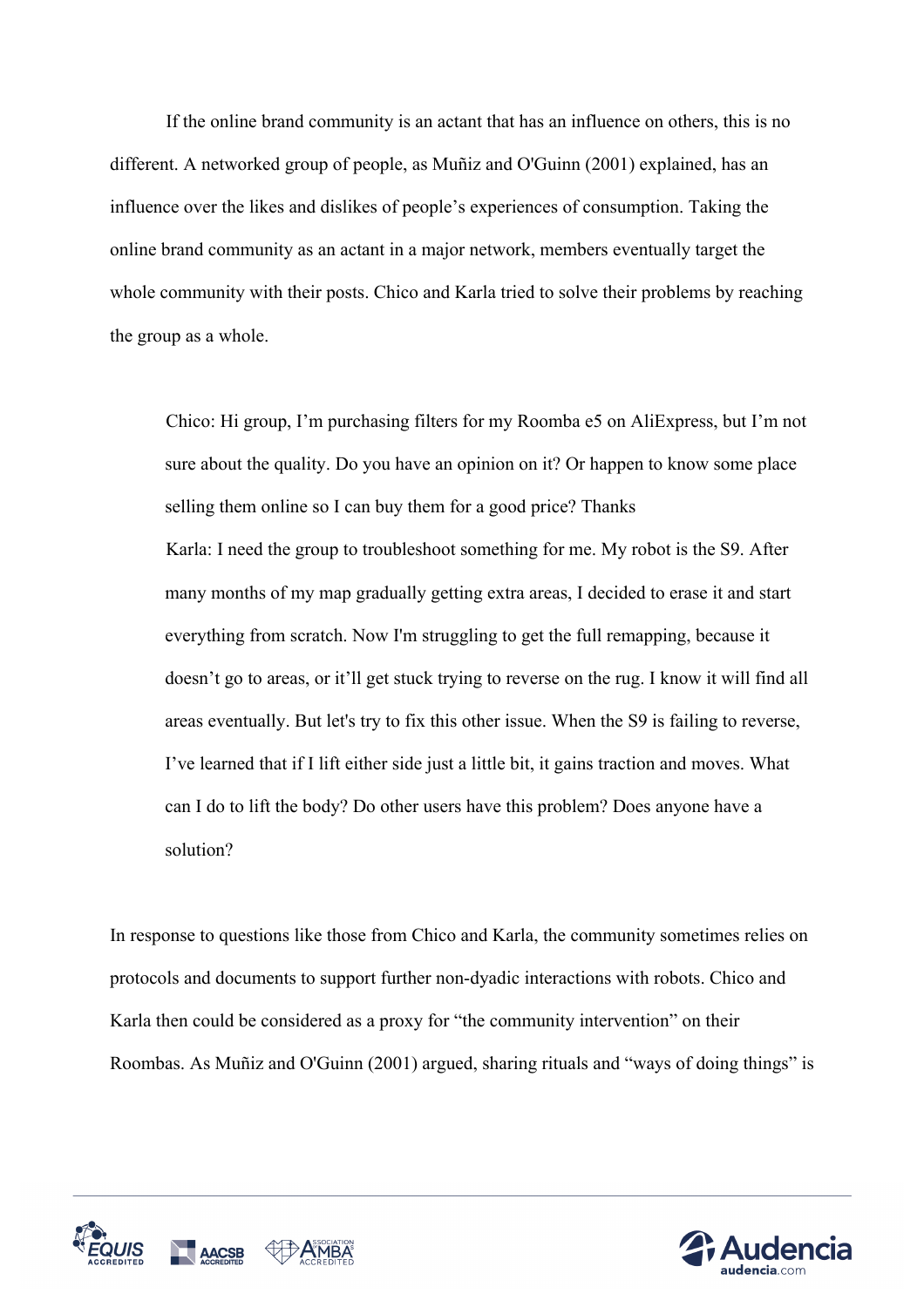If the online brand community is an actant that has an influence on others, this is no different. A networked group of people, as Muñiz and O'Guinn (2001) explained, has an influence over the likes and dislikes of people's experiences of consumption. Taking the online brand community as an actant in a major network, members eventually target the whole community with their posts. Chico and Karla tried to solve their problems by reaching the group as a whole.

> Chico: Hi group, I'm purchasing filters for my Roomba e5 on AliExpress, but I'm not sure about the quality. Do you have an opinion on it? Or happen to know some place selling them online so I can buy them for a good price? Thanks
>
> Karla: I need the group to troubleshoot something for me. My robot is the S9. After many months of my map gradually getting extra areas, I decided to erase it and start everything from scratch. Now I'm struggling to get the full remapping, because it doesn't go to areas, or it'll get stuck trying to reverse on the rug. I know it will find all areas eventually. But let's try to fix this other issue. When the S9 is failing to reverse, I've learned that if I lift either side just a little bit, it gains traction and moves. What can I do to lift the body? Do other users have this problem? Does anyone have a solution?

In response to questions like those from Chico and Karla, the community sometimes relies on protocols and documents to support further non-dyadic interactions with robots. Chico and Karla then could be considered as a proxy for "the community intervention" on their Roombas. As Muñiz and O'Guinn (2001) argued, sharing rituals and "ways of doing things" is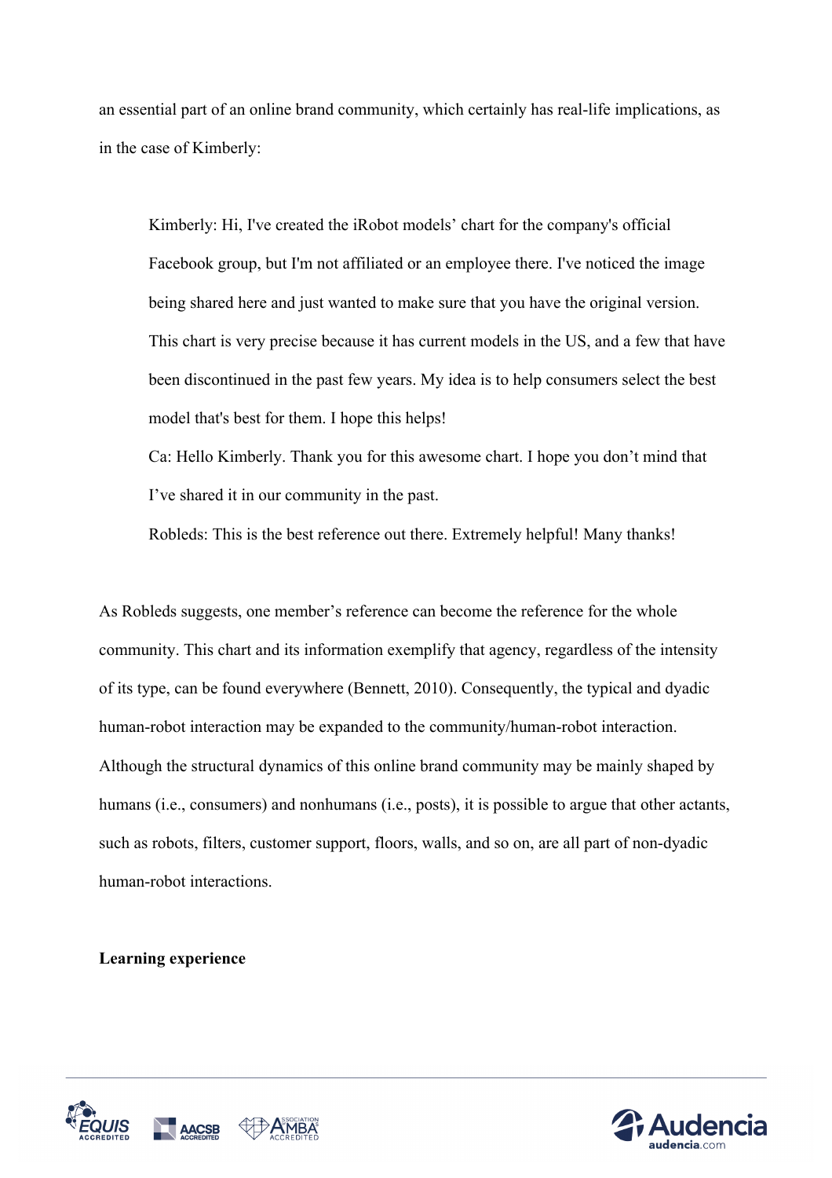an essential part of an online brand community, which certainly has real-life implications, as in the case of Kimberly:

> Kimberly: Hi, I've created the iRobot models' chart for the company's official Facebook group, but I'm not affiliated or an employee there. I've noticed the image being shared here and just wanted to make sure that you have the original version. This chart is very precise because it has current models in the US, and a few that have been discontinued in the past few years. My idea is to help consumers select the best model that's best for them. I hope this helps!
>
> Ca: Hello Kimberly. Thank you for this awesome chart. I hope you don't mind that I've shared it in our community in the past.
>
> Robleds: This is the best reference out there. Extremely helpful! Many thanks!

As Robleds suggests, one member's reference can become the reference for the whole community. This chart and its information exemplify that agency, regardless of the intensity of its type, can be found everywhere (Bennett, 2010). Consequently, the typical and dyadic human-robot interaction may be expanded to the community/human-robot interaction. Although the structural dynamics of this online brand community may be mainly shaped by humans (i.e., consumers) and nonhumans (i.e., posts), it is possible to argue that other actants, such as robots, filters, customer support, floors, walls, and so on, are all part of non-dyadic human-robot interactions.

**Learning experience**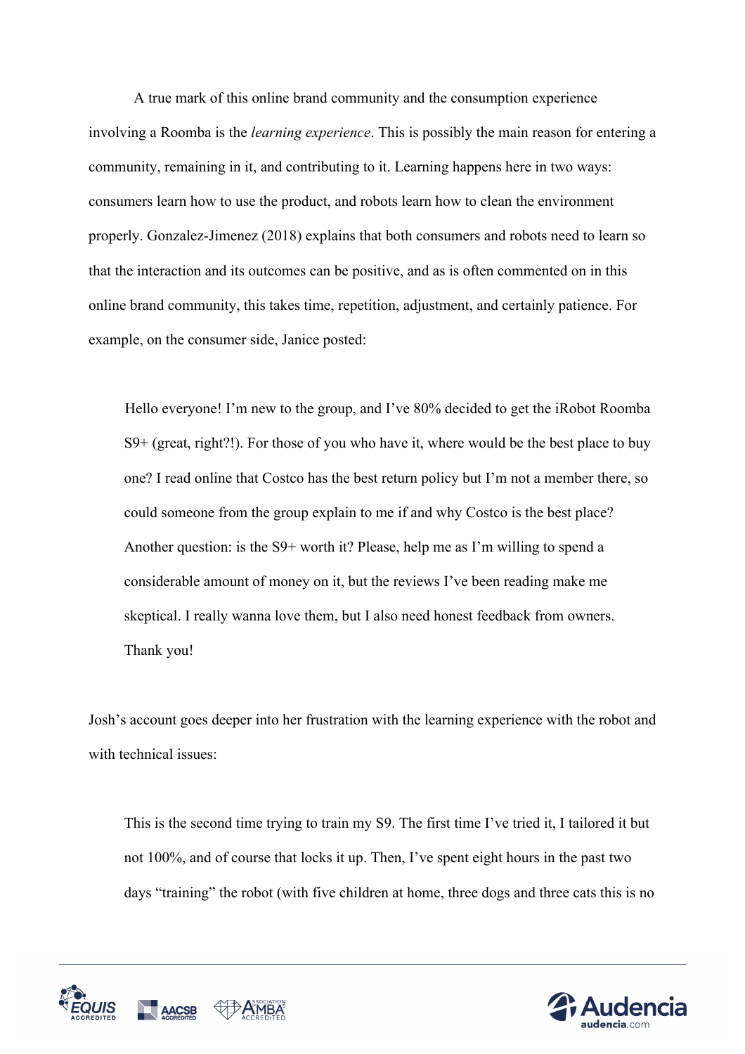A true mark of this online brand community and the consumption experience involving a Roomba is the *learning experience*. This is possibly the main reason for entering a community, remaining in it, and contributing to it. Learning happens here in two ways: consumers learn how to use the product, and robots learn how to clean the environment properly. Gonzalez-Jimenez (2018) explains that both consumers and robots need to learn so that the interaction and its outcomes can be positive, and as is often commented on in this online brand community, this takes time, repetition, adjustment, and certainly patience. For example, on the consumer side, Janice posted:

> Hello everyone! I'm new to the group, and I've 80% decided to get the iRobot Roomba S9+ (great, right?!). For those of you who have it, where would be the best place to buy one? I read online that Costco has the best return policy but I'm not a member there, so could someone from the group explain to me if and why Costco is the best place? Another question: is the S9+ worth it? Please, help me as I'm willing to spend a considerable amount of money on it, but the reviews I've been reading make me skeptical. I really wanna love them, but I also need honest feedback from owners. Thank you!

Josh's account goes deeper into her frustration with the learning experience with the robot and with technical issues:

> This is the second time trying to train my S9. The first time I've tried it, I tailored it but not 100%, and of course that locks it up. Then, I've spent eight hours in the past two days "training" the robot (with five children at home, three dogs and three cats this is no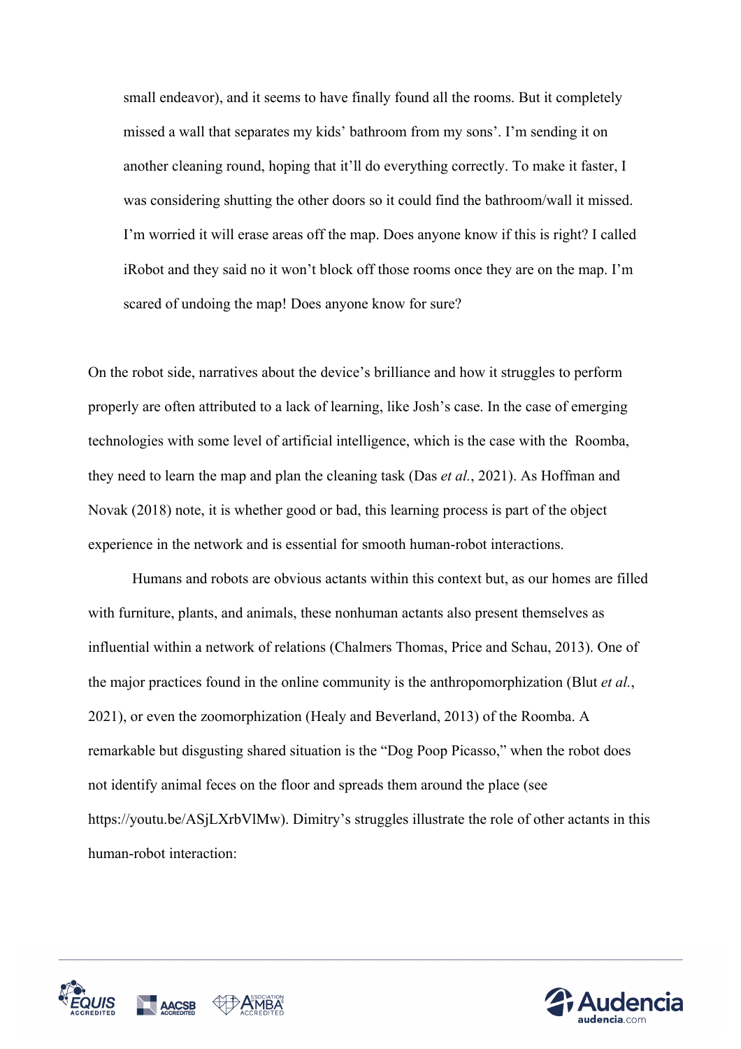> small endeavor), and it seems to have finally found all the rooms. But it completely missed a wall that separates my kids' bathroom from my sons'. I'm sending it on another cleaning round, hoping that it'll do everything correctly. To make it faster, I was considering shutting the other doors so it could find the bathroom/wall it missed. I'm worried it will erase areas off the map. Does anyone know if this is right? I called iRobot and they said no it won't block off those rooms once they are on the map. I'm scared of undoing the map! Does anyone know for sure?

On the robot side, narratives about the device's brilliance and how it struggles to perform properly are often attributed to a lack of learning, like Josh's case. In the case of emerging technologies with some level of artificial intelligence, which is the case with the Roomba, they need to learn the map and plan the cleaning task (Das *et al.*, 2021). As Hoffman and Novak (2018) note, it is whether good or bad, this learning process is part of the object experience in the network and is essential for smooth human-robot interactions.

Humans and robots are obvious actants within this context but, as our homes are filled with furniture, plants, and animals, these nonhuman actants also present themselves as influential within a network of relations (Chalmers Thomas, Price and Schau, 2013). One of the major practices found in the online community is the anthropomorphization (Blut *et al.*, 2021), or even the zoomorphization (Healy and Beverland, 2013) of the Roomba. A remarkable but disgusting shared situation is the "Dog Poop Picasso," when the robot does not identify animal feces on the floor and spreads them around the place (see https://youtu.be/ASjLXrbVlMw). Dimitry's struggles illustrate the role of other actants in this human-robot interaction: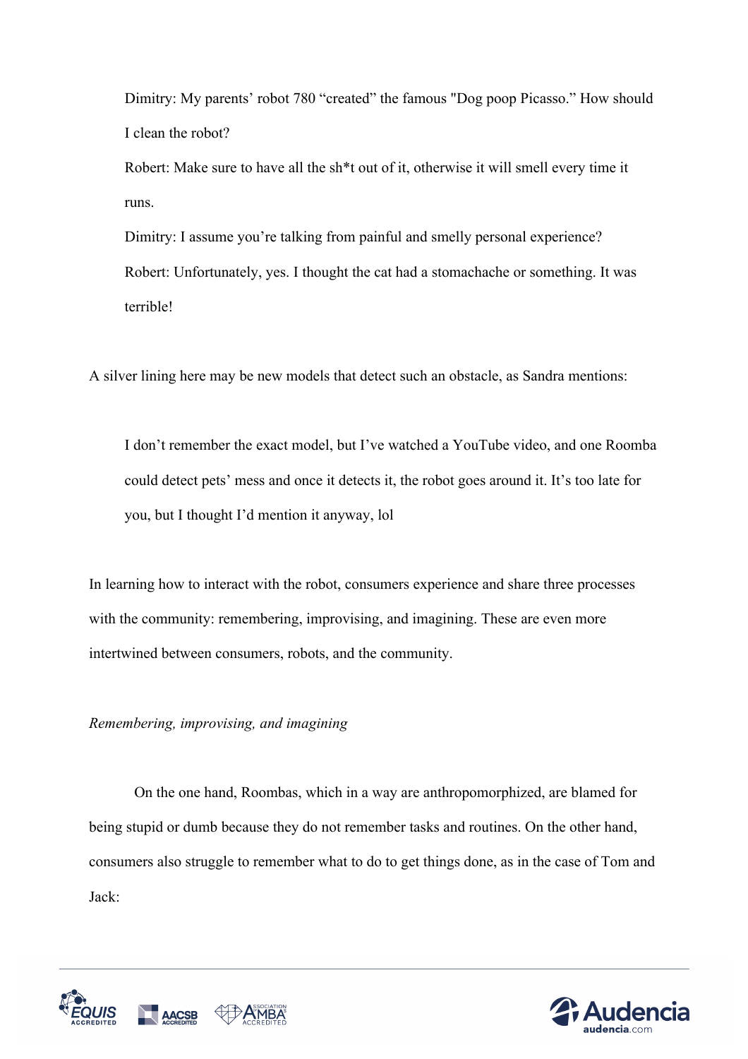> Dimitry: My parents' robot 780 "created" the famous "Dog poop Picasso." How should I clean the robot?
>
> Robert: Make sure to have all the sh*t out of it, otherwise it will smell every time it runs.
>
> Dimitry: I assume you're talking from painful and smelly personal experience?
>
> Robert: Unfortunately, yes. I thought the cat had a stomachache or something. It was terrible!

A silver lining here may be new models that detect such an obstacle, as Sandra mentions:

> I don't remember the exact model, but I've watched a YouTube video, and one Roomba could detect pets' mess and once it detects it, the robot goes around it. It's too late for you, but I thought I'd mention it anyway, lol

In learning how to interact with the robot, consumers experience and share three processes with the community: remembering, improvising, and imagining. These are even more intertwined between consumers, robots, and the community.

*Remembering, improvising, and imagining*

On the one hand, Roombas, which in a way are anthropomorphized, are blamed for being stupid or dumb because they do not remember tasks and routines. On the other hand, consumers also struggle to remember what to do to get things done, as in the case of Tom and Jack: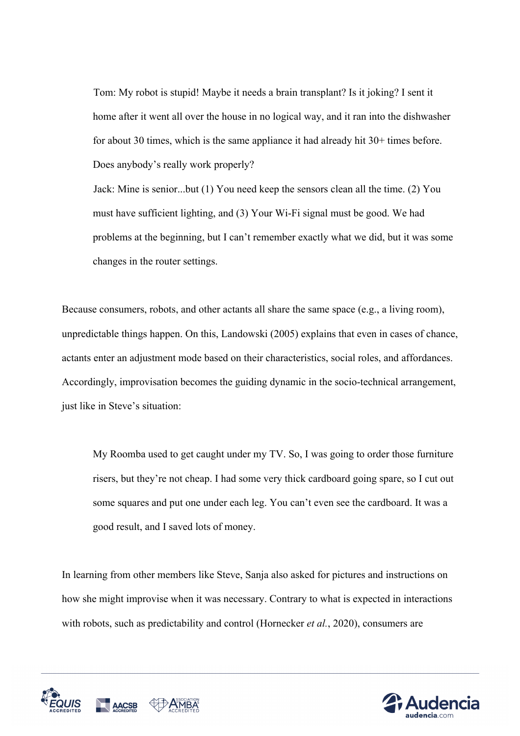> Tom: My robot is stupid! Maybe it needs a brain transplant? Is it joking? I sent it home after it went all over the house in no logical way, and it ran into the dishwasher for about 30 times, which is the same appliance it had already hit 30+ times before. Does anybody's really work properly?
>
> Jack: Mine is senior...but (1) You need keep the sensors clean all the time. (2) You must have sufficient lighting, and (3) Your Wi-Fi signal must be good. We had problems at the beginning, but I can't remember exactly what we did, but it was some changes in the router settings.

Because consumers, robots, and other actants all share the same space (e.g., a living room), unpredictable things happen. On this, Landowski (2005) explains that even in cases of chance, actants enter an adjustment mode based on their characteristics, social roles, and affordances. Accordingly, improvisation becomes the guiding dynamic in the socio-technical arrangement, just like in Steve's situation:

> My Roomba used to get caught under my TV. So, I was going to order those furniture risers, but they're not cheap. I had some very thick cardboard going spare, so I cut out some squares and put one under each leg. You can't even see the cardboard. It was a good result, and I saved lots of money.

In learning from other members like Steve, Sanja also asked for pictures and instructions on how she might improvise when it was necessary. Contrary to what is expected in interactions with robots, such as predictability and control (Hornecker *et al.*, 2020), consumers are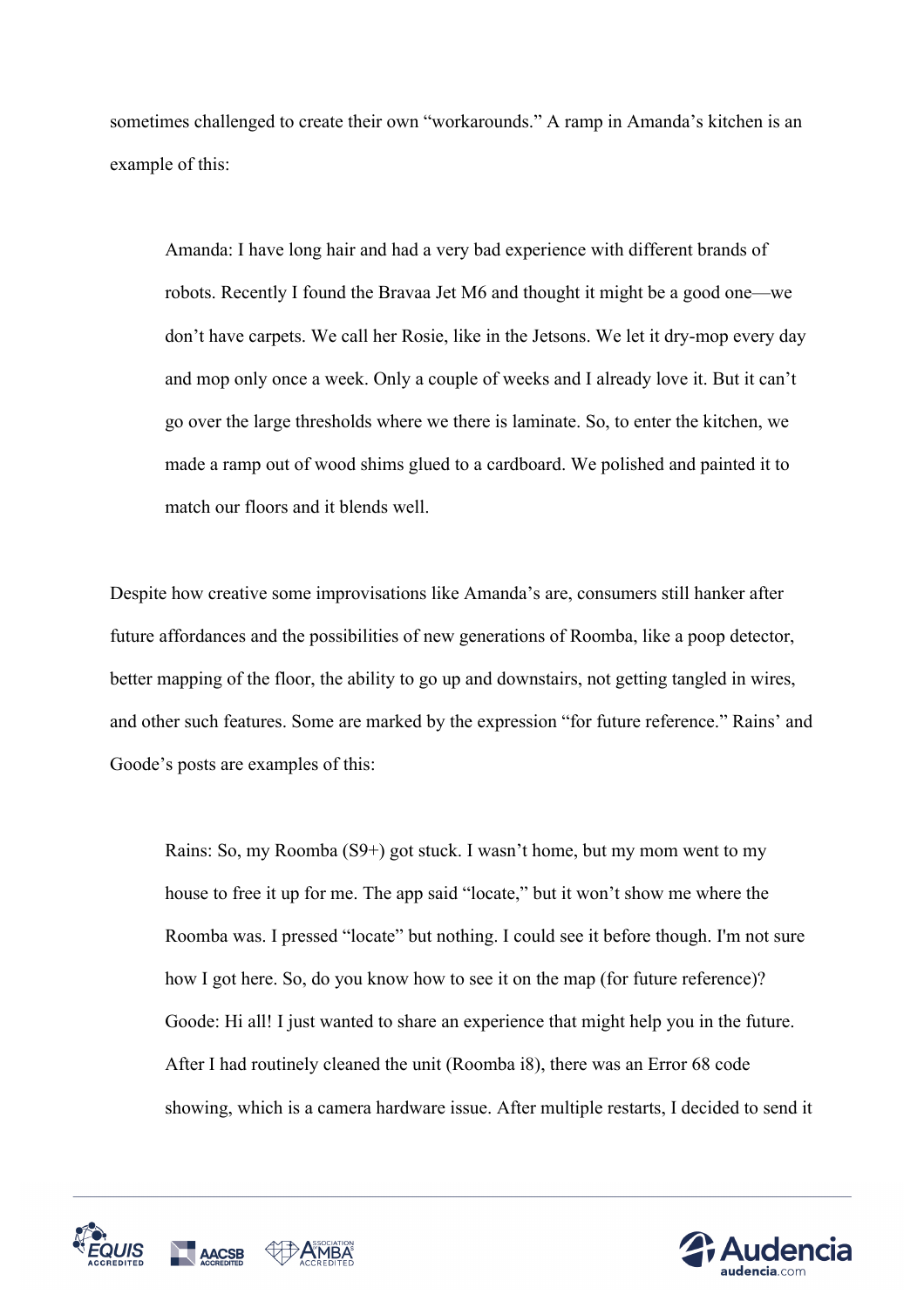sometimes challenged to create their own "workarounds." A ramp in Amanda's kitchen is an example of this:

> Amanda: I have long hair and had a very bad experience with different brands of robots. Recently I found the Bravaa Jet M6 and thought it might be a good one—we don't have carpets. We call her Rosie, like in the Jetsons. We let it dry-mop every day and mop only once a week. Only a couple of weeks and I already love it. But it can't go over the large thresholds where we there is laminate. So, to enter the kitchen, we made a ramp out of wood shims glued to a cardboard. We polished and painted it to match our floors and it blends well.

Despite how creative some improvisations like Amanda's are, consumers still hanker after future affordances and the possibilities of new generations of Roomba, like a poop detector, better mapping of the floor, the ability to go up and downstairs, not getting tangled in wires, and other such features. Some are marked by the expression "for future reference." Rains' and Goode's posts are examples of this:

> Rains: So, my Roomba (S9+) got stuck. I wasn't home, but my mom went to my house to free it up for me. The app said "locate," but it won't show me where the Roomba was. I pressed "locate" but nothing. I could see it before though. I'm not sure how I got here. So, do you know how to see it on the map (for future reference)?
>
> Goode: Hi all! I just wanted to share an experience that might help you in the future. After I had routinely cleaned the unit (Roomba i8), there was an Error 68 code showing, which is a camera hardware issue. After multiple restarts, I decided to send it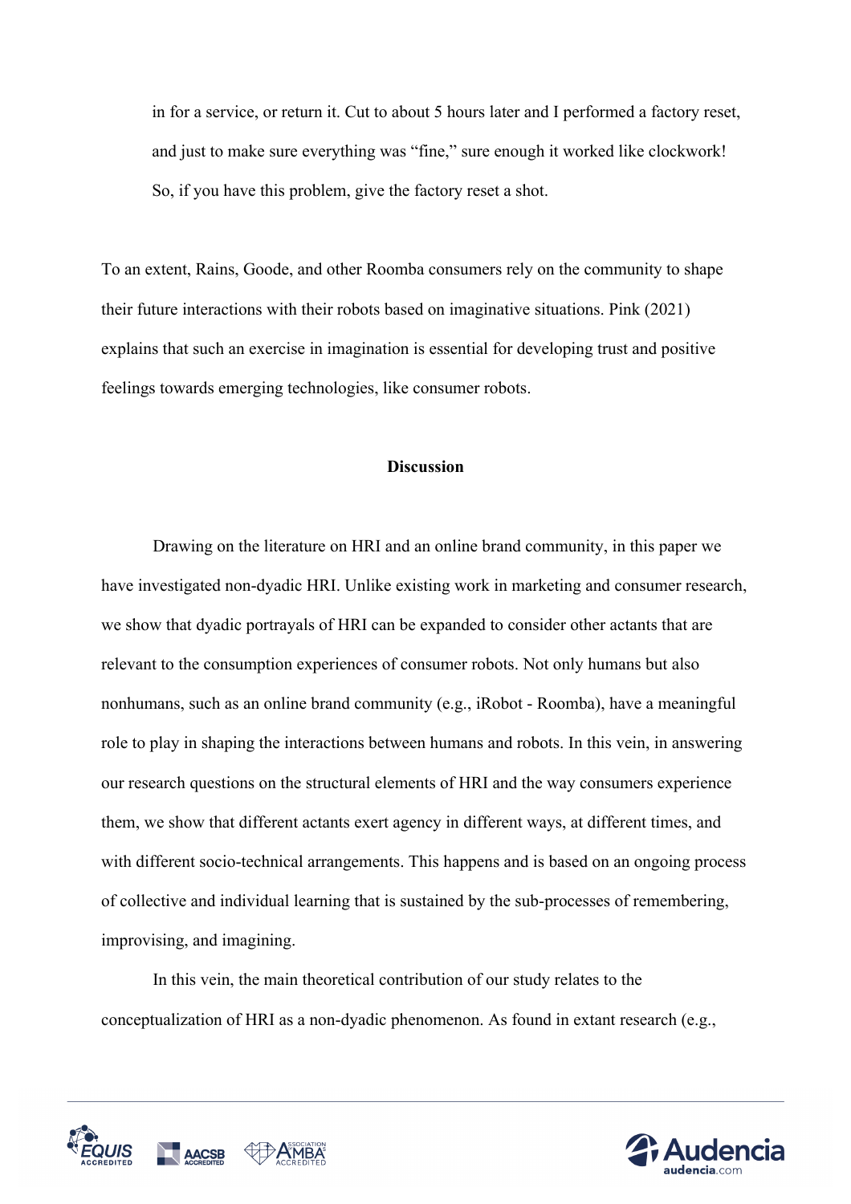> in for a service, or return it. Cut to about 5 hours later and I performed a factory reset, and just to make sure everything was "fine," sure enough it worked like clockwork! So, if you have this problem, give the factory reset a shot.

To an extent, Rains, Goode, and other Roomba consumers rely on the community to shape their future interactions with their robots based on imaginative situations. Pink (2021) explains that such an exercise in imagination is essential for developing trust and positive feelings towards emerging technologies, like consumer robots.

## Discussion

Drawing on the literature on HRI and an online brand community, in this paper we have investigated non-dyadic HRI. Unlike existing work in marketing and consumer research, we show that dyadic portrayals of HRI can be expanded to consider other actants that are relevant to the consumption experiences of consumer robots. Not only humans but also nonhumans, such as an online brand community (e.g., iRobot - Roomba), have a meaningful role to play in shaping the interactions between humans and robots. In this vein, in answering our research questions on the structural elements of HRI and the way consumers experience them, we show that different actants exert agency in different ways, at different times, and with different socio-technical arrangements. This happens and is based on an ongoing process of collective and individual learning that is sustained by the sub-processes of remembering, improvising, and imagining.

In this vein, the main theoretical contribution of our study relates to the conceptualization of HRI as a non-dyadic phenomenon. As found in extant research (e.g.,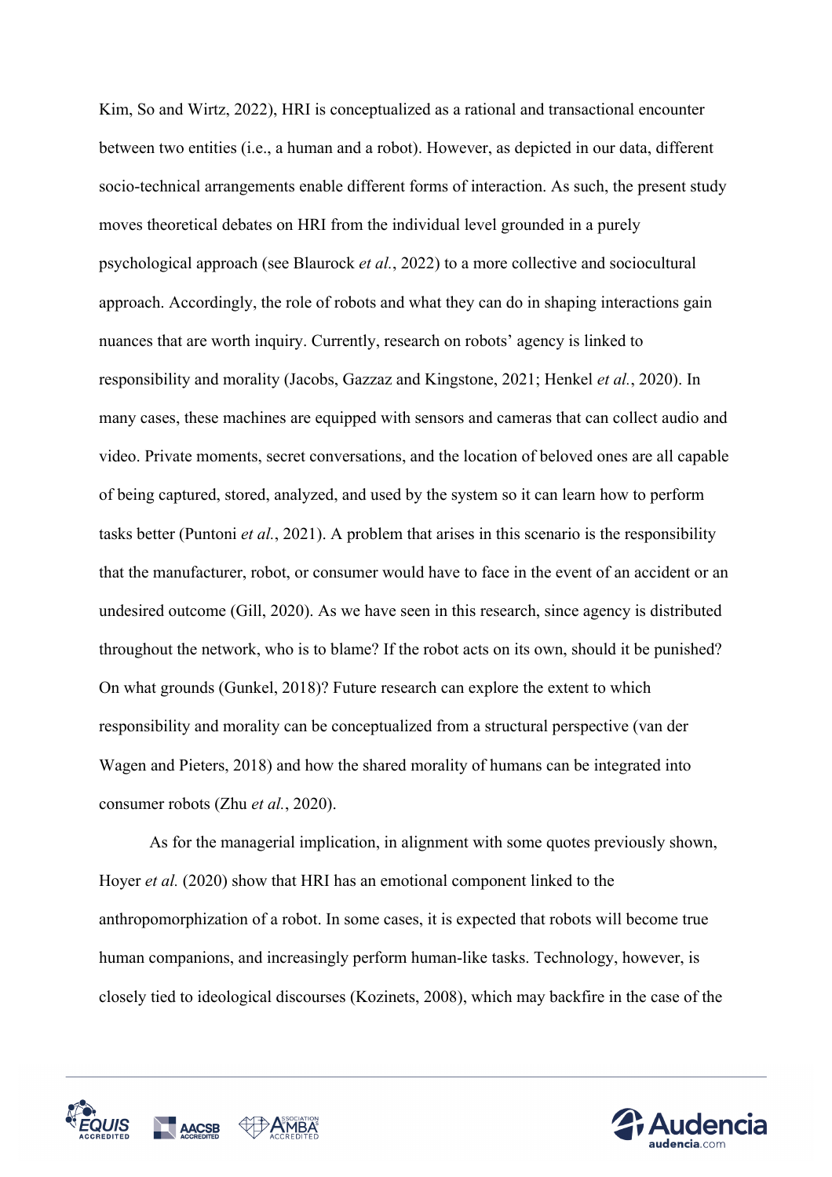Kim, So and Wirtz, 2022), HRI is conceptualized as a rational and transactional encounter between two entities (i.e., a human and a robot). However, as depicted in our data, different socio-technical arrangements enable different forms of interaction. As such, the present study moves theoretical debates on HRI from the individual level grounded in a purely psychological approach (see Blaurock *et al.*, 2022) to a more collective and sociocultural approach. Accordingly, the role of robots and what they can do in shaping interactions gain nuances that are worth inquiry. Currently, research on robots' agency is linked to responsibility and morality (Jacobs, Gazzaz and Kingstone, 2021; Henkel *et al.*, 2020). In many cases, these machines are equipped with sensors and cameras that can collect audio and video. Private moments, secret conversations, and the location of beloved ones are all capable of being captured, stored, analyzed, and used by the system so it can learn how to perform tasks better (Puntoni *et al.*, 2021). A problem that arises in this scenario is the responsibility that the manufacturer, robot, or consumer would have to face in the event of an accident or an undesired outcome (Gill, 2020). As we have seen in this research, since agency is distributed throughout the network, who is to blame? If the robot acts on its own, should it be punished? On what grounds (Gunkel, 2018)? Future research can explore the extent to which responsibility and morality can be conceptualized from a structural perspective (van der Wagen and Pieters, 2018) and how the shared morality of humans can be integrated into consumer robots (Zhu *et al.*, 2020).

As for the managerial implication, in alignment with some quotes previously shown, Hoyer *et al.* (2020) show that HRI has an emotional component linked to the anthropomorphization of a robot. In some cases, it is expected that robots will become true human companions, and increasingly perform human-like tasks. Technology, however, is closely tied to ideological discourses (Kozinets, 2008), which may backfire in the case of the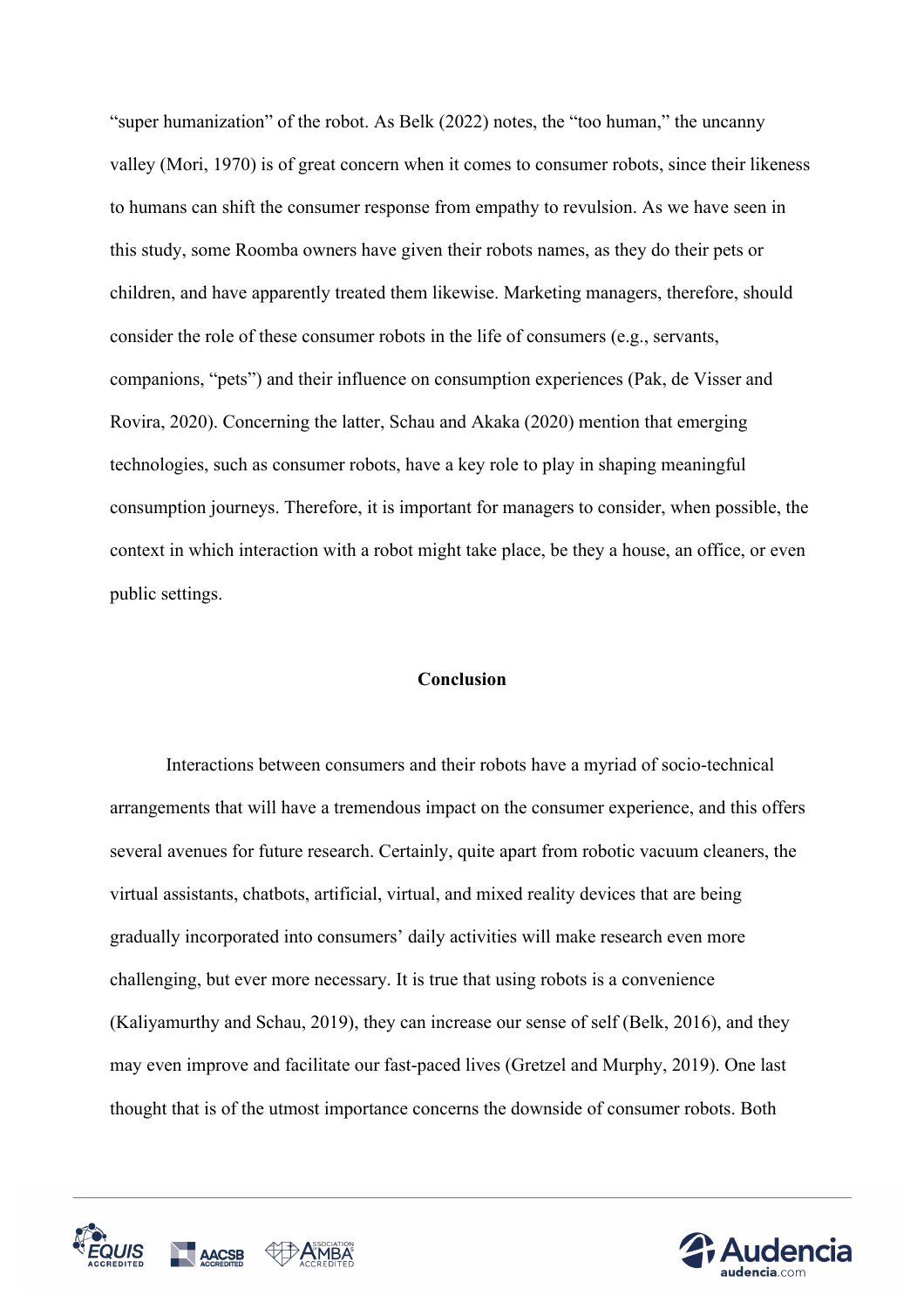"super humanization" of the robot. As Belk (2022) notes, the "too human," the uncanny valley (Mori, 1970) is of great concern when it comes to consumer robots, since their likeness to humans can shift the consumer response from empathy to revulsion. As we have seen in this study, some Roomba owners have given their robots names, as they do their pets or children, and have apparently treated them likewise. Marketing managers, therefore, should consider the role of these consumer robots in the life of consumers (e.g., servants, companions, "pets") and their influence on consumption experiences (Pak, de Visser and Rovira, 2020). Concerning the latter, Schau and Akaka (2020) mention that emerging technologies, such as consumer robots, have a key role to play in shaping meaningful consumption journeys. Therefore, it is important for managers to consider, when possible, the context in which interaction with a robot might take place, be they a house, an office, or even public settings.

## Conclusion

Interactions between consumers and their robots have a myriad of socio-technical arrangements that will have a tremendous impact on the consumer experience, and this offers several avenues for future research. Certainly, quite apart from robotic vacuum cleaners, the virtual assistants, chatbots, artificial, virtual, and mixed reality devices that are being gradually incorporated into consumers' daily activities will make research even more challenging, but ever more necessary. It is true that using robots is a convenience (Kaliyamurthy and Schau, 2019), they can increase our sense of self (Belk, 2016), and they may even improve and facilitate our fast-paced lives (Gretzel and Murphy, 2019). One last thought that is of the utmost importance concerns the downside of consumer robots. Both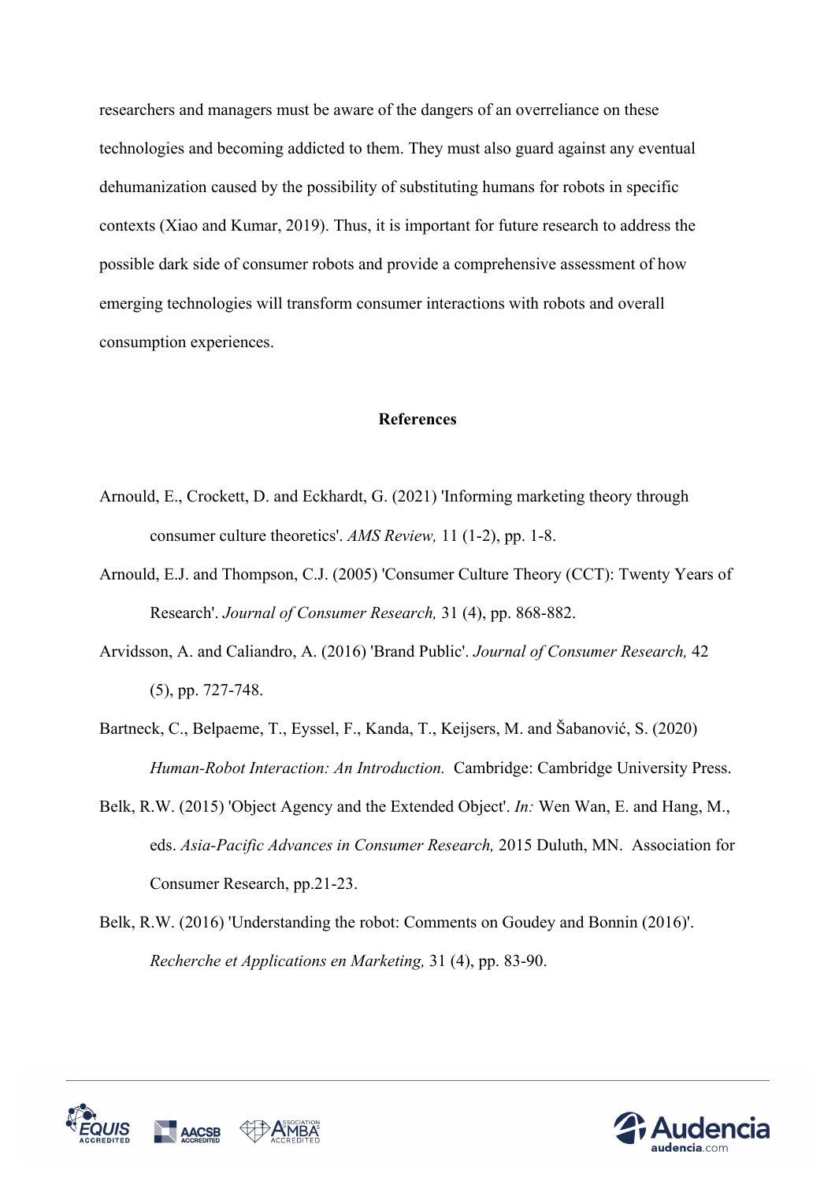researchers and managers must be aware of the dangers of an overreliance on these technologies and becoming addicted to them. They must also guard against any eventual dehumanization caused by the possibility of substituting humans for robots in specific contexts (Xiao and Kumar, 2019). Thus, it is important for future research to address the possible dark side of consumer robots and provide a comprehensive assessment of how emerging technologies will transform consumer interactions with robots and overall consumption experiences.

## References

Arnould, E., Crockett, D. and Eckhardt, G. (2021) 'Informing marketing theory through consumer culture theoretics'. *AMS Review,* 11 (1-2), pp. 1-8.

Arnould, E.J. and Thompson, C.J. (2005) 'Consumer Culture Theory (CCT): Twenty Years of Research'. *Journal of Consumer Research,* 31 (4), pp. 868-882.

Arvidsson, A. and Caliandro, A. (2016) 'Brand Public'. *Journal of Consumer Research,* 42 (5), pp. 727-748.

Bartneck, C., Belpaeme, T., Eyssel, F., Kanda, T., Keijsers, M. and Šabanović, S. (2020) *Human-Robot Interaction: An Introduction.* Cambridge: Cambridge University Press.

Belk, R.W. (2015) 'Object Agency and the Extended Object'. *In:* Wen Wan, E. and Hang, M., eds. *Asia-Pacific Advances in Consumer Research,* 2015 Duluth, MN. Association for Consumer Research, pp.21-23.

Belk, R.W. (2016) 'Understanding the robot: Comments on Goudey and Bonnin (2016)'. *Recherche et Applications en Marketing,* 31 (4), pp. 83-90.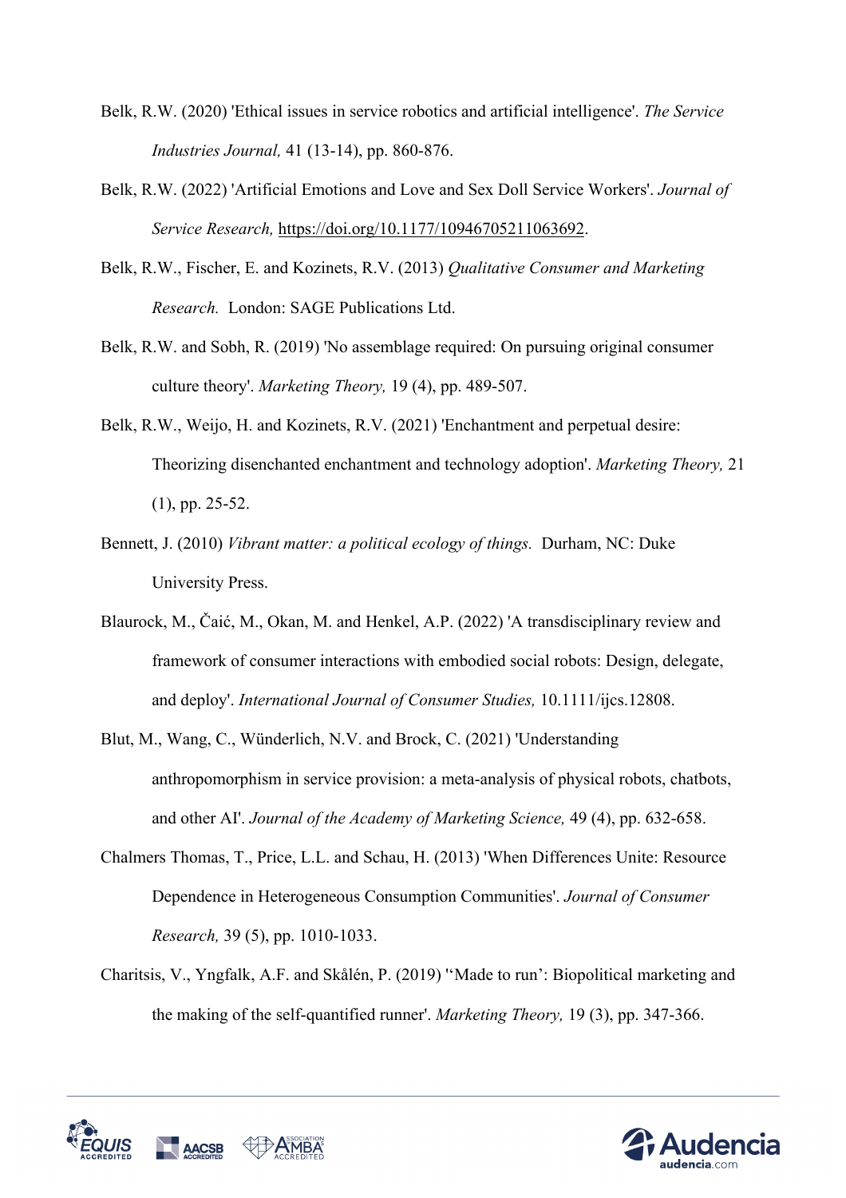Belk, R.W. (2020) 'Ethical issues in service robotics and artificial intelligence'. *The Service Industries Journal,* 41 (13-14), pp. 860-876.

Belk, R.W. (2022) 'Artificial Emotions and Love and Sex Doll Service Workers'. *Journal of Service Research,* https://doi.org/10.1177/10946705211063692.

Belk, R.W., Fischer, E. and Kozinets, R.V. (2013) *Qualitative Consumer and Marketing Research.* London: SAGE Publications Ltd.

Belk, R.W. and Sobh, R. (2019) 'No assemblage required: On pursuing original consumer culture theory'. *Marketing Theory,* 19 (4), pp. 489-507.

Belk, R.W., Weijo, H. and Kozinets, R.V. (2021) 'Enchantment and perpetual desire: Theorizing disenchanted enchantment and technology adoption'. *Marketing Theory,* 21 (1), pp. 25-52.

Bennett, J. (2010) *Vibrant matter: a political ecology of things.* Durham, NC: Duke University Press.

Blaurock, M., Čaić, M., Okan, M. and Henkel, A.P. (2022) 'A transdisciplinary review and framework of consumer interactions with embodied social robots: Design, delegate, and deploy'. *International Journal of Consumer Studies,* 10.1111/ijcs.12808.

Blut, M., Wang, C., Wünderlich, N.V. and Brock, C. (2021) 'Understanding anthropomorphism in service provision: a meta-analysis of physical robots, chatbots, and other AI'. *Journal of the Academy of Marketing Science,* 49 (4), pp. 632-658.

Chalmers Thomas, T., Price, L.L. and Schau, H. (2013) 'When Differences Unite: Resource Dependence in Heterogeneous Consumption Communities'. *Journal of Consumer Research,* 39 (5), pp. 1010-1033.

Charitsis, V., Yngfalk, A.F. and Skålén, P. (2019) ''Made to run': Biopolitical marketing and the making of the self-quantified runner'. *Marketing Theory,* 19 (3), pp. 347-366.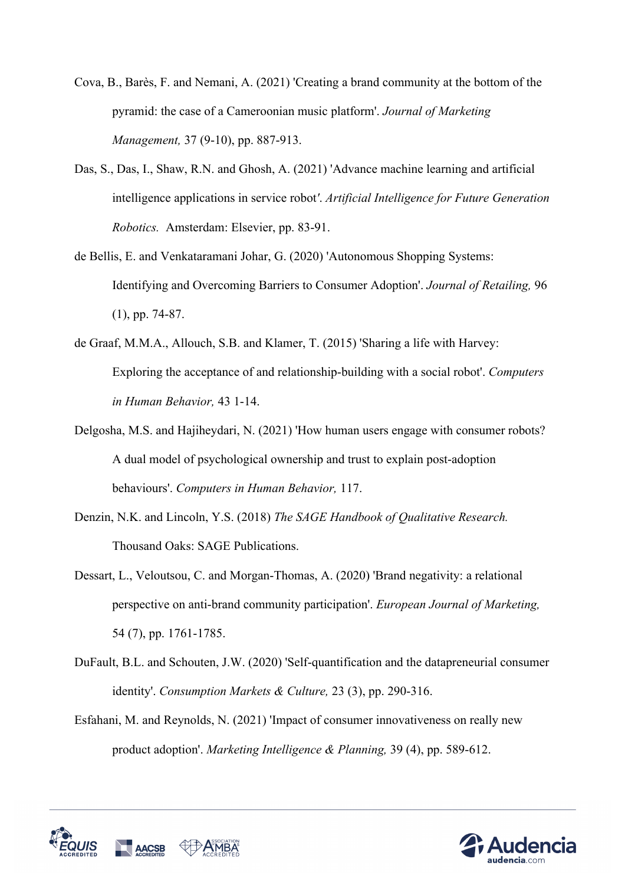Cova, B., Barès, F. and Nemani, A. (2021) 'Creating a brand community at the bottom of the pyramid: the case of a Cameroonian music platform'. *Journal of Marketing Management,* 37 (9-10), pp. 887-913.

Das, S., Das, I., Shaw, R.N. and Ghosh, A. (2021) 'Advance machine learning and artificial intelligence applications in service robot'. *Artificial Intelligence for Future Generation Robotics.* Amsterdam: Elsevier, pp. 83-91.

de Bellis, E. and Venkataramani Johar, G. (2020) 'Autonomous Shopping Systems: Identifying and Overcoming Barriers to Consumer Adoption'. *Journal of Retailing,* 96 (1), pp. 74-87.

de Graaf, M.M.A., Allouch, S.B. and Klamer, T. (2015) 'Sharing a life with Harvey: Exploring the acceptance of and relationship-building with a social robot'. *Computers in Human Behavior,* 43 1-14.

Delgosha, M.S. and Hajiheydari, N. (2021) 'How human users engage with consumer robots? A dual model of psychological ownership and trust to explain post-adoption behaviours'. *Computers in Human Behavior,* 117.

Denzin, N.K. and Lincoln, Y.S. (2018) *The SAGE Handbook of Qualitative Research.* Thousand Oaks: SAGE Publications.

Dessart, L., Veloutsou, C. and Morgan-Thomas, A. (2020) 'Brand negativity: a relational perspective on anti-brand community participation'. *European Journal of Marketing,* 54 (7), pp. 1761-1785.

DuFault, B.L. and Schouten, J.W. (2020) 'Self-quantification and the datapreneurial consumer identity'. *Consumption Markets & Culture,* 23 (3), pp. 290-316.

Esfahani, M. and Reynolds, N. (2021) 'Impact of consumer innovativeness on really new product adoption'. *Marketing Intelligence & Planning,* 39 (4), pp. 589-612.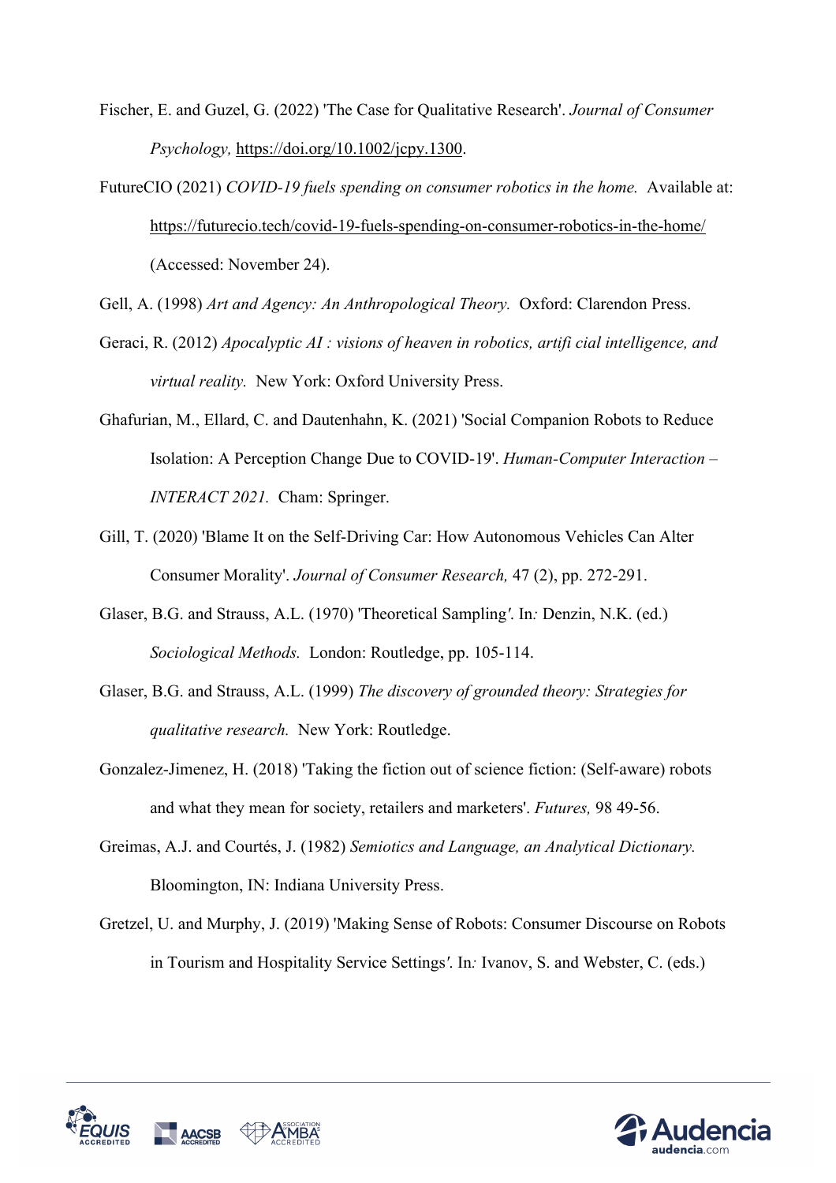Fischer, E. and Guzel, G. (2022) 'The Case for Qualitative Research'. *Journal of Consumer Psychology,* https://doi.org/10.1002/jcpy.1300.

FutureCIO (2021) *COVID-19 fuels spending on consumer robotics in the home.* Available at: https://futurecio.tech/covid-19-fuels-spending-on-consumer-robotics-in-the-home/ (Accessed: November 24).

Gell, A. (1998) *Art and Agency: An Anthropological Theory.* Oxford: Clarendon Press.

Geraci, R. (2012) *Apocalyptic AI : visions of heaven in robotics, artifi cial intelligence, and virtual reality.* New York: Oxford University Press.

Ghafurian, M., Ellard, C. and Dautenhahn, K. (2021) 'Social Companion Robots to Reduce Isolation: A Perception Change Due to COVID-19'. *Human-Computer Interaction – INTERACT 2021.* Cham: Springer.

Gill, T. (2020) 'Blame It on the Self-Driving Car: How Autonomous Vehicles Can Alter Consumer Morality'. *Journal of Consumer Research,* 47 (2), pp. 272-291.

Glaser, B.G. and Strauss, A.L. (1970) 'Theoretical Sampling'. In*:* Denzin, N.K. (ed.) *Sociological Methods.* London: Routledge, pp. 105-114.

Glaser, B.G. and Strauss, A.L. (1999) *The discovery of grounded theory: Strategies for qualitative research.* New York: Routledge.

Gonzalez-Jimenez, H. (2018) 'Taking the fiction out of science fiction: (Self-aware) robots and what they mean for society, retailers and marketers'. *Futures,* 98 49-56.

Greimas, A.J. and Courtés, J. (1982) *Semiotics and Language, an Analytical Dictionary.* Bloomington, IN: Indiana University Press.

Gretzel, U. and Murphy, J. (2019) 'Making Sense of Robots: Consumer Discourse on Robots in Tourism and Hospitality Service Settings'. In*:* Ivanov, S. and Webster, C. (eds.)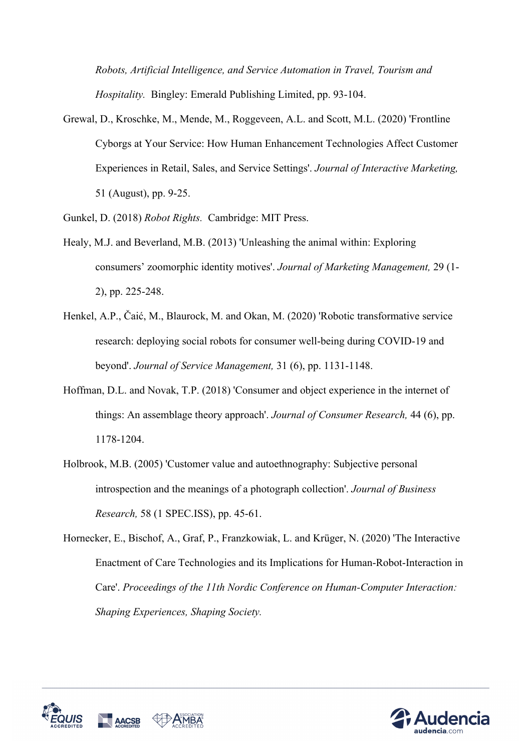*Robots, Artificial Intelligence, and Service Automation in Travel, Tourism and Hospitality.* Bingley: Emerald Publishing Limited, pp. 93-104.

Grewal, D., Kroschke, M., Mende, M., Roggeveen, A.L. and Scott, M.L. (2020) 'Frontline Cyborgs at Your Service: How Human Enhancement Technologies Affect Customer Experiences in Retail, Sales, and Service Settings'. *Journal of Interactive Marketing,* 51 (August), pp. 9-25.

Gunkel, D. (2018) *Robot Rights.* Cambridge: MIT Press.

Healy, M.J. and Beverland, M.B. (2013) 'Unleashing the animal within: Exploring consumers' zoomorphic identity motives'. *Journal of Marketing Management,* 29 (1-2), pp. 225-248.

Henkel, A.P., Čaić, M., Blaurock, M. and Okan, M. (2020) 'Robotic transformative service research: deploying social robots for consumer well-being during COVID-19 and beyond'. *Journal of Service Management,* 31 (6), pp. 1131-1148.

Hoffman, D.L. and Novak, T.P. (2018) 'Consumer and object experience in the internet of things: An assemblage theory approach'. *Journal of Consumer Research,* 44 (6), pp. 1178-1204.

Holbrook, M.B. (2005) 'Customer value and autoethnography: Subjective personal introspection and the meanings of a photograph collection'. *Journal of Business Research,* 58 (1 SPEC.ISS), pp. 45-61.

Hornecker, E., Bischof, A., Graf, P., Franzkowiak, L. and Krüger, N. (2020) 'The Interactive Enactment of Care Technologies and its Implications for Human-Robot-Interaction in Care'. *Proceedings of the 11th Nordic Conference on Human-Computer Interaction: Shaping Experiences, Shaping Society.*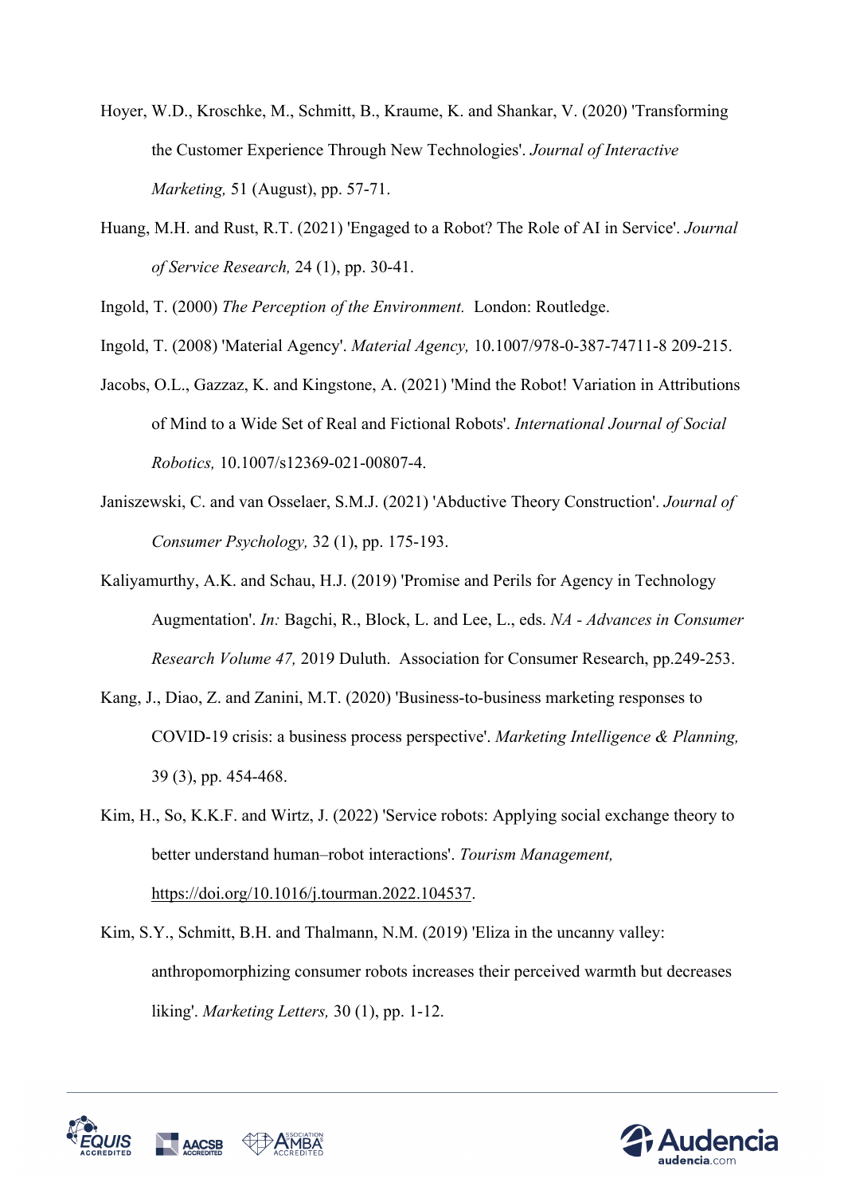Hoyer, W.D., Kroschke, M., Schmitt, B., Kraume, K. and Shankar, V. (2020) 'Transforming the Customer Experience Through New Technologies'. *Journal of Interactive Marketing,* 51 (August), pp. 57-71.

Huang, M.H. and Rust, R.T. (2021) 'Engaged to a Robot? The Role of AI in Service'. *Journal of Service Research,* 24 (1), pp. 30-41.

Ingold, T. (2000) *The Perception of the Environment.* London: Routledge.

Ingold, T. (2008) 'Material Agency'. *Material Agency,* 10.1007/978-0-387-74711-8 209-215.

Jacobs, O.L., Gazzaz, K. and Kingstone, A. (2021) 'Mind the Robot! Variation in Attributions of Mind to a Wide Set of Real and Fictional Robots'. *International Journal of Social Robotics,* 10.1007/s12369-021-00807-4.

Janiszewski, C. and van Osselaer, S.M.J. (2021) 'Abductive Theory Construction'. *Journal of Consumer Psychology,* 32 (1), pp. 175-193.

Kaliyamurthy, A.K. and Schau, H.J. (2019) 'Promise and Perils for Agency in Technology Augmentation'. *In:* Bagchi, R., Block, L. and Lee, L., eds. *NA - Advances in Consumer Research Volume 47,* 2019 Duluth. Association for Consumer Research, pp.249-253.

Kang, J., Diao, Z. and Zanini, M.T. (2020) 'Business-to-business marketing responses to COVID-19 crisis: a business process perspective'. *Marketing Intelligence & Planning,* 39 (3), pp. 454-468.

Kim, H., So, K.K.F. and Wirtz, J. (2022) 'Service robots: Applying social exchange theory to better understand human–robot interactions'. *Tourism Management,* https://doi.org/10.1016/j.tourman.2022.104537.

Kim, S.Y., Schmitt, B.H. and Thalmann, N.M. (2019) 'Eliza in the uncanny valley: anthropomorphizing consumer robots increases their perceived warmth but decreases liking'. *Marketing Letters,* 30 (1), pp. 1-12.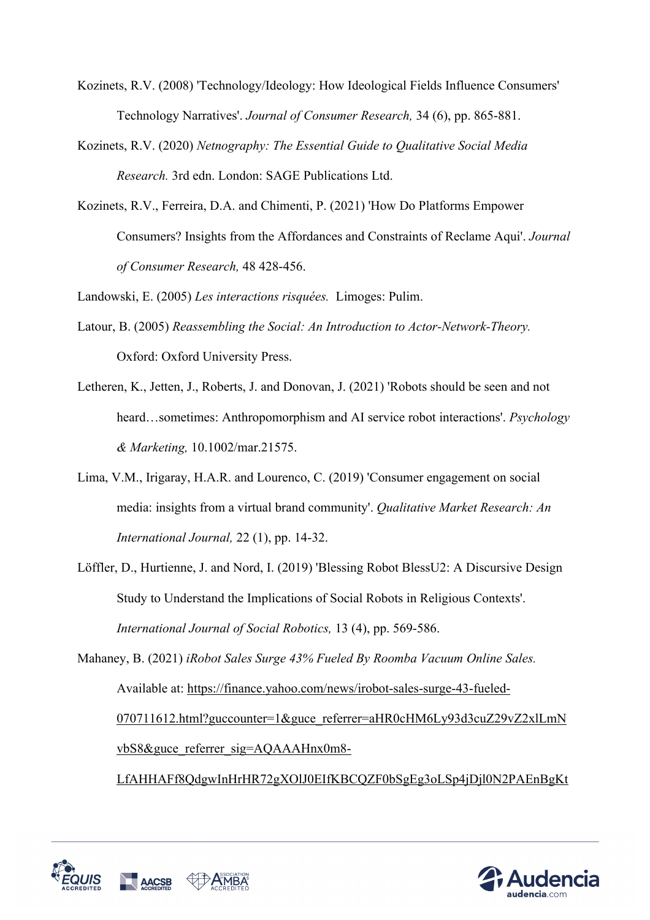Kozinets, R.V. (2008) 'Technology/Ideology: How Ideological Fields Influence Consumers' Technology Narratives'. *Journal of Consumer Research,* 34 (6), pp. 865-881.

Kozinets, R.V. (2020) *Netnography: The Essential Guide to Qualitative Social Media Research.* 3rd edn. London: SAGE Publications Ltd.

Kozinets, R.V., Ferreira, D.A. and Chimenti, P. (2021) 'How Do Platforms Empower Consumers? Insights from the Affordances and Constraints of Reclame Aqui'. *Journal of Consumer Research,* 48 428-456.

Landowski, E. (2005) *Les interactions risquées.* Limoges: Pulim.

Latour, B. (2005) *Reassembling the Social: An Introduction to Actor-Network-Theory.* Oxford: Oxford University Press.

Letheren, K., Jetten, J., Roberts, J. and Donovan, J. (2021) 'Robots should be seen and not heard…sometimes: Anthropomorphism and AI service robot interactions'. *Psychology & Marketing,* 10.1002/mar.21575.

Lima, V.M., Irigaray, H.A.R. and Lourenco, C. (2019) 'Consumer engagement on social media: insights from a virtual brand community'. *Qualitative Market Research: An International Journal,* 22 (1), pp. 14-32.

Löffler, D., Hurtienne, J. and Nord, I. (2019) 'Blessing Robot BlessU2: A Discursive Design Study to Understand the Implications of Social Robots in Religious Contexts'. *International Journal of Social Robotics,* 13 (4), pp. 569-586.

Mahaney, B. (2021) *iRobot Sales Surge 43% Fueled By Roomba Vacuum Online Sales.* Available at: https://finance.yahoo.com/news/irobot-sales-surge-43-fueled-070711612.html?guccounter=1&guce_referrer=aHR0cHM6Ly93d3cuZ29vZ2xlLmNvbS8&guce_referrer_sig=AQAAAHnx0m8-LfAHHAFf8QdgwInHrHR72gXOlJ0EIfKBCQZF0bSgEg3oLSp4jDjl0N2PAEnBgKt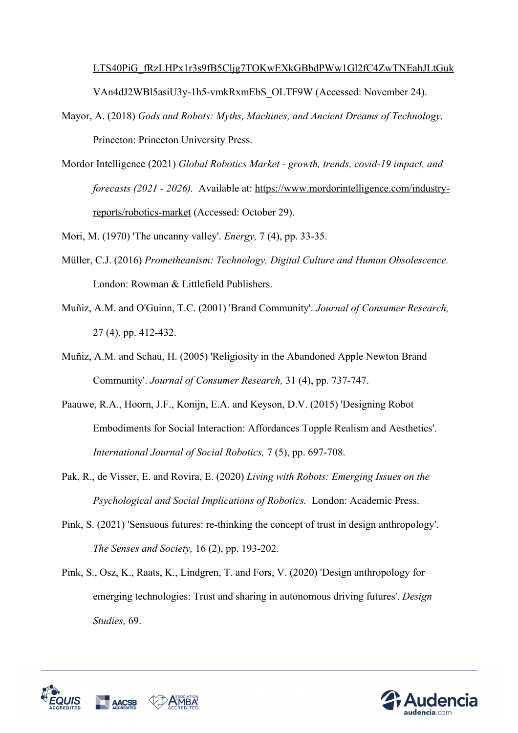LTS40PiG_fRzLHPx1r3s9fB5Cljg7TOKwEXkGBbdPWw1Gl2fC4ZwTNEahJLtGukVAn4dJ2WBl5asiU3y-1h5-vmkRxmEbS_OLTF9W (Accessed: November 24).

Mayor, A. (2018) *Gods and Robots: Myths, Machines, and Ancient Dreams of Technology.* Princeton: Princeton University Press.

Mordor Intelligence (2021) *Global Robotics Market - growth, trends, covid-19 impact, and forecasts (2021 - 2026).* Available at: https://www.mordorintelligence.com/industry-reports/robotics-market (Accessed: October 29).

Mori, M. (1970) 'The uncanny valley'. *Energy,* 7 (4), pp. 33-35.

Müller, C.J. (2016) *Prometheanism: Technology, Digital Culture and Human Obsolescence.* London: Rowman & Littlefield Publishers.

Muñiz, A.M. and O'Guinn, T.C. (2001) 'Brand Community'. *Journal of Consumer Research,* 27 (4), pp. 412-432.

Muñiz, A.M. and Schau, H. (2005) 'Religiosity in the Abandoned Apple Newton Brand Community'. *Journal of Consumer Research,* 31 (4), pp. 737-747.

Paauwe, R.A., Hoorn, J.F., Konijn, E.A. and Keyson, D.V. (2015) 'Designing Robot Embodiments for Social Interaction: Affordances Topple Realism and Aesthetics'. *International Journal of Social Robotics,* 7 (5), pp. 697-708.

Pak, R., de Visser, E. and Rovira, E. (2020) *Living with Robots: Emerging Issues on the Psychological and Social Implications of Robotics.* London: Academic Press.

Pink, S. (2021) 'Sensuous futures: re-thinking the concept of trust in design anthropology'. *The Senses and Society,* 16 (2), pp. 193-202.

Pink, S., Osz, K., Raats, K., Lindgren, T. and Fors, V. (2020) 'Design anthropology for emerging technologies: Trust and sharing in autonomous driving futures'. *Design Studies,* 69.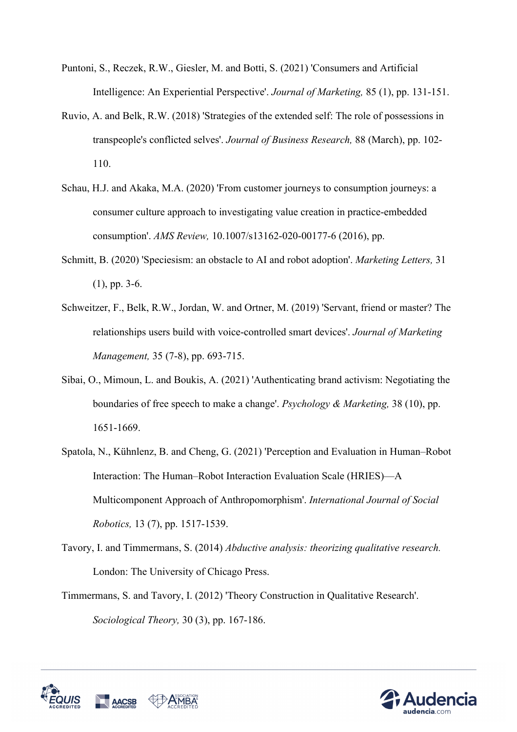Puntoni, S., Reczek, R.W., Giesler, M. and Botti, S. (2021) 'Consumers and Artificial Intelligence: An Experiential Perspective'. *Journal of Marketing,* 85 (1), pp. 131-151.

Ruvio, A. and Belk, R.W. (2018) 'Strategies of the extended self: The role of possessions in transpeople's conflicted selves'. *Journal of Business Research,* 88 (March), pp. 102-110.

Schau, H.J. and Akaka, M.A. (2020) 'From customer journeys to consumption journeys: a consumer culture approach to investigating value creation in practice-embedded consumption'. *AMS Review,* 10.1007/s13162-020-00177-6 (2016), pp.

Schmitt, B. (2020) 'Speciesism: an obstacle to AI and robot adoption'. *Marketing Letters,* 31 (1), pp. 3-6.

Schweitzer, F., Belk, R.W., Jordan, W. and Ortner, M. (2019) 'Servant, friend or master? The relationships users build with voice-controlled smart devices'. *Journal of Marketing Management,* 35 (7-8), pp. 693-715.

Sibai, O., Mimoun, L. and Boukis, A. (2021) 'Authenticating brand activism: Negotiating the boundaries of free speech to make a change'. *Psychology & Marketing,* 38 (10), pp. 1651-1669.

Spatola, N., Kühnlenz, B. and Cheng, G. (2021) 'Perception and Evaluation in Human–Robot Interaction: The Human–Robot Interaction Evaluation Scale (HRIES)—A Multicomponent Approach of Anthropomorphism'. *International Journal of Social Robotics,* 13 (7), pp. 1517-1539.

Tavory, I. and Timmermans, S. (2014) *Abductive analysis: theorizing qualitative research.* London: The University of Chicago Press.

Timmermans, S. and Tavory, I. (2012) 'Theory Construction in Qualitative Research'. *Sociological Theory,* 30 (3), pp. 167-186.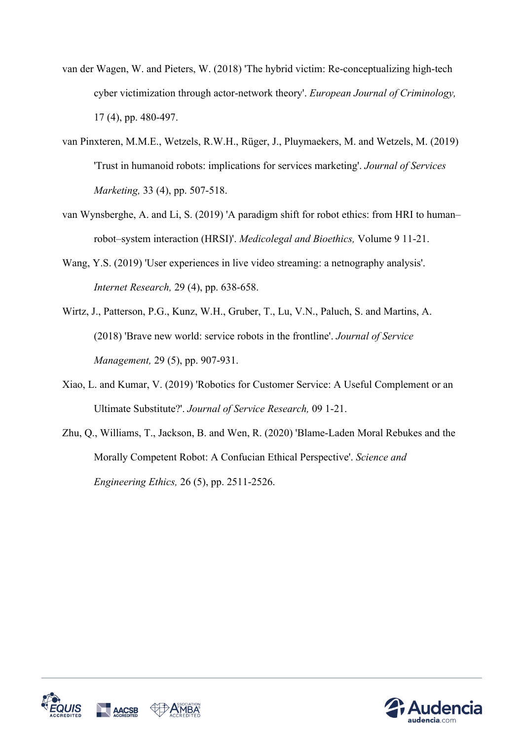van der Wagen, W. and Pieters, W. (2018) 'The hybrid victim: Re-conceptualizing high-tech cyber victimization through actor-network theory'. *European Journal of Criminology,* 17 (4), pp. 480-497.

van Pinxteren, M.M.E., Wetzels, R.W.H., Rüger, J., Pluymaekers, M. and Wetzels, M. (2019) 'Trust in humanoid robots: implications for services marketing'. *Journal of Services Marketing,* 33 (4), pp. 507-518.

van Wynsberghe, A. and Li, S. (2019) 'A paradigm shift for robot ethics: from HRI to human–robot–system interaction (HRSI)'. *Medicolegal and Bioethics,* Volume 9 11-21.

Wang, Y.S. (2019) 'User experiences in live video streaming: a netnography analysis'. *Internet Research,* 29 (4), pp. 638-658.

Wirtz, J., Patterson, P.G., Kunz, W.H., Gruber, T., Lu, V.N., Paluch, S. and Martins, A. (2018) 'Brave new world: service robots in the frontline'. *Journal of Service Management,* 29 (5), pp. 907-931.

Xiao, L. and Kumar, V. (2019) 'Robotics for Customer Service: A Useful Complement or an Ultimate Substitute?'. *Journal of Service Research,* 09 1-21.

Zhu, Q., Williams, T., Jackson, B. and Wen, R. (2020) 'Blame-Laden Moral Rebukes and the Morally Competent Robot: A Confucian Ethical Perspective'. *Science and Engineering Ethics,* 26 (5), pp. 2511-2526.